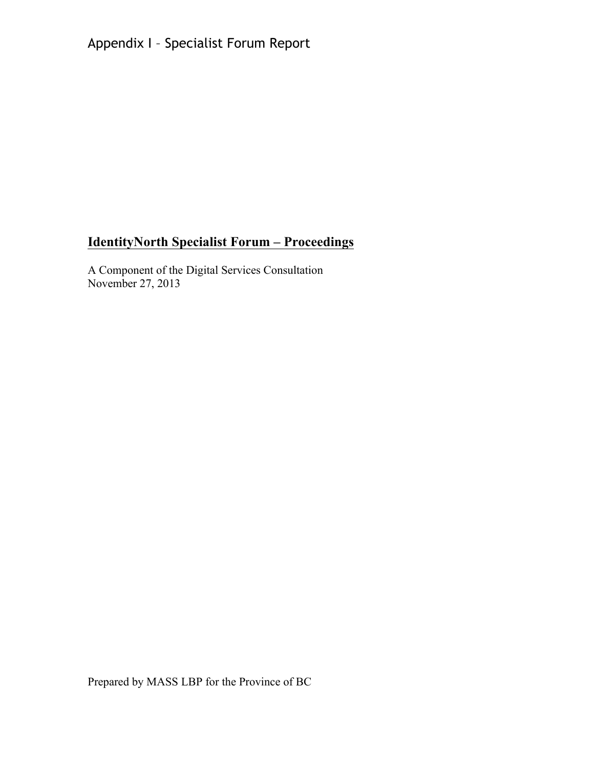# Appendix I – Specialist Forum Report

## IdentityNorth Specialist Forum – Proceedings

A Component of the Digital Services Consultation
November 27, 2013

Prepared by MASS LBP for the Province of BC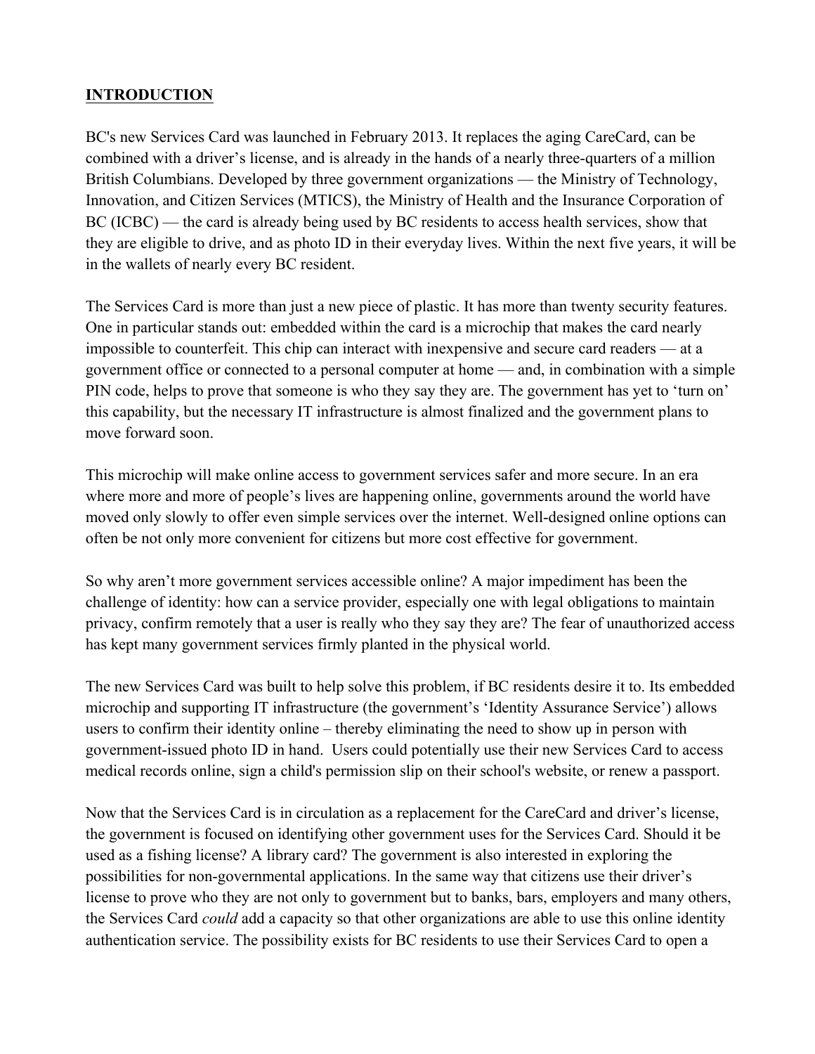## INTRODUCTION

BC's new Services Card was launched in February 2013. It replaces the aging CareCard, can be combined with a driver's license, and is already in the hands of a nearly three-quarters of a million British Columbians. Developed by three government organizations — the Ministry of Technology, Innovation, and Citizen Services (MTICS), the Ministry of Health and the Insurance Corporation of BC (ICBC) — the card is already being used by BC residents to access health services, show that they are eligible to drive, and as photo ID in their everyday lives. Within the next five years, it will be in the wallets of nearly every BC resident.

The Services Card is more than just a new piece of plastic. It has more than twenty security features. One in particular stands out: embedded within the card is a microchip that makes the card nearly impossible to counterfeit. This chip can interact with inexpensive and secure card readers — at a government office or connected to a personal computer at home — and, in combination with a simple PIN code, helps to prove that someone is who they say they are. The government has yet to 'turn on' this capability, but the necessary IT infrastructure is almost finalized and the government plans to move forward soon.

This microchip will make online access to government services safer and more secure. In an era where more and more of people's lives are happening online, governments around the world have moved only slowly to offer even simple services over the internet. Well-designed online options can often be not only more convenient for citizens but more cost effective for government.

So why aren't more government services accessible online? A major impediment has been the challenge of identity: how can a service provider, especially one with legal obligations to maintain privacy, confirm remotely that a user is really who they say they are? The fear of unauthorized access has kept many government services firmly planted in the physical world.

The new Services Card was built to help solve this problem, if BC residents desire it to. Its embedded microchip and supporting IT infrastructure (the government's 'Identity Assurance Service') allows users to confirm their identity online – thereby eliminating the need to show up in person with government-issued photo ID in hand. Users could potentially use their new Services Card to access medical records online, sign a child's permission slip on their school's website, or renew a passport.

Now that the Services Card is in circulation as a replacement for the CareCard and driver's license, the government is focused on identifying other government uses for the Services Card. Should it be used as a fishing license? A library card? The government is also interested in exploring the possibilities for non-governmental applications. In the same way that citizens use their driver's license to prove who they are not only to government but to banks, bars, employers and many others, the Services Card *could* add a capacity so that other organizations are able to use this online identity authentication service. The possibility exists for BC residents to use their Services Card to open a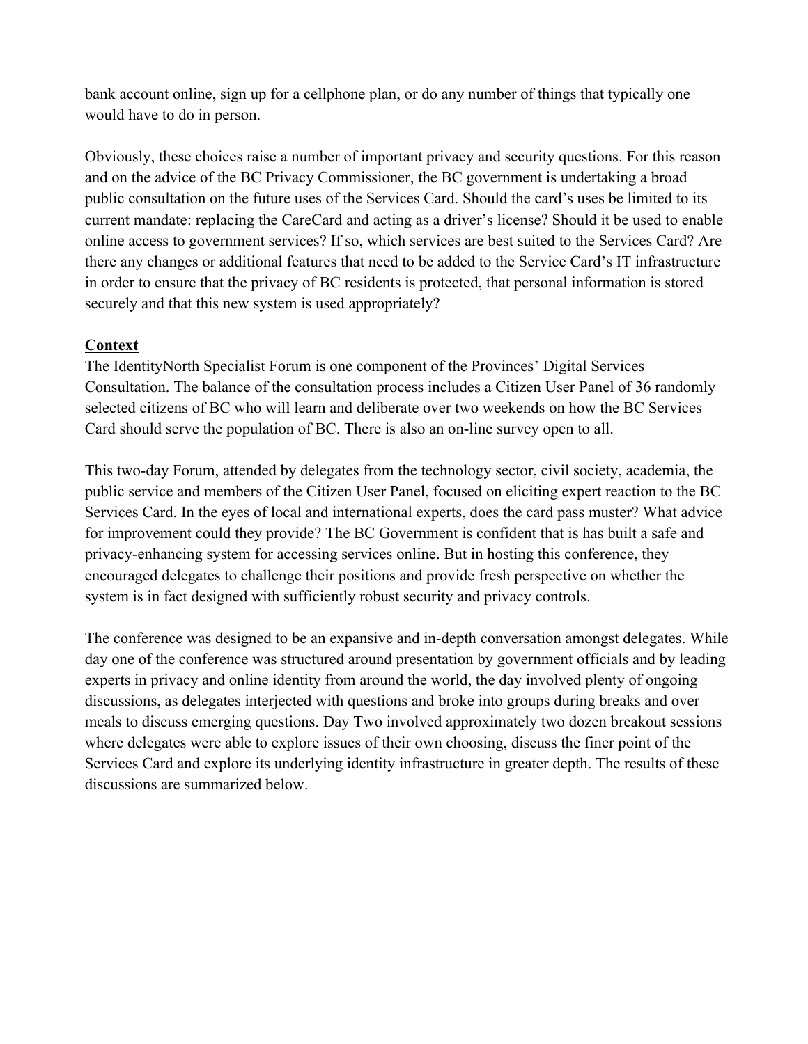bank account online, sign up for a cellphone plan, or do any number of things that typically one would have to do in person.

Obviously, these choices raise a number of important privacy and security questions. For this reason and on the advice of the BC Privacy Commissioner, the BC government is undertaking a broad public consultation on the future uses of the Services Card. Should the card's uses be limited to its current mandate: replacing the CareCard and acting as a driver's license? Should it be used to enable online access to government services? If so, which services are best suited to the Services Card? Are there any changes or additional features that need to be added to the Service Card's IT infrastructure in order to ensure that the privacy of BC residents is protected, that personal information is stored securely and that this new system is used appropriately?

## Context

The IdentityNorth Specialist Forum is one component of the Provinces' Digital Services Consultation. The balance of the consultation process includes a Citizen User Panel of 36 randomly selected citizens of BC who will learn and deliberate over two weekends on how the BC Services Card should serve the population of BC. There is also an on-line survey open to all.

This two-day Forum, attended by delegates from the technology sector, civil society, academia, the public service and members of the Citizen User Panel, focused on eliciting expert reaction to the BC Services Card. In the eyes of local and international experts, does the card pass muster? What advice for improvement could they provide? The BC Government is confident that is has built a safe and privacy-enhancing system for accessing services online. But in hosting this conference, they encouraged delegates to challenge their positions and provide fresh perspective on whether the system is in fact designed with sufficiently robust security and privacy controls.

The conference was designed to be an expansive and in-depth conversation amongst delegates. While day one of the conference was structured around presentation by government officials and by leading experts in privacy and online identity from around the world, the day involved plenty of ongoing discussions, as delegates interjected with questions and broke into groups during breaks and over meals to discuss emerging questions. Day Two involved approximately two dozen breakout sessions where delegates were able to explore issues of their own choosing, discuss the finer point of the Services Card and explore its underlying identity infrastructure in greater depth. The results of these discussions are summarized below.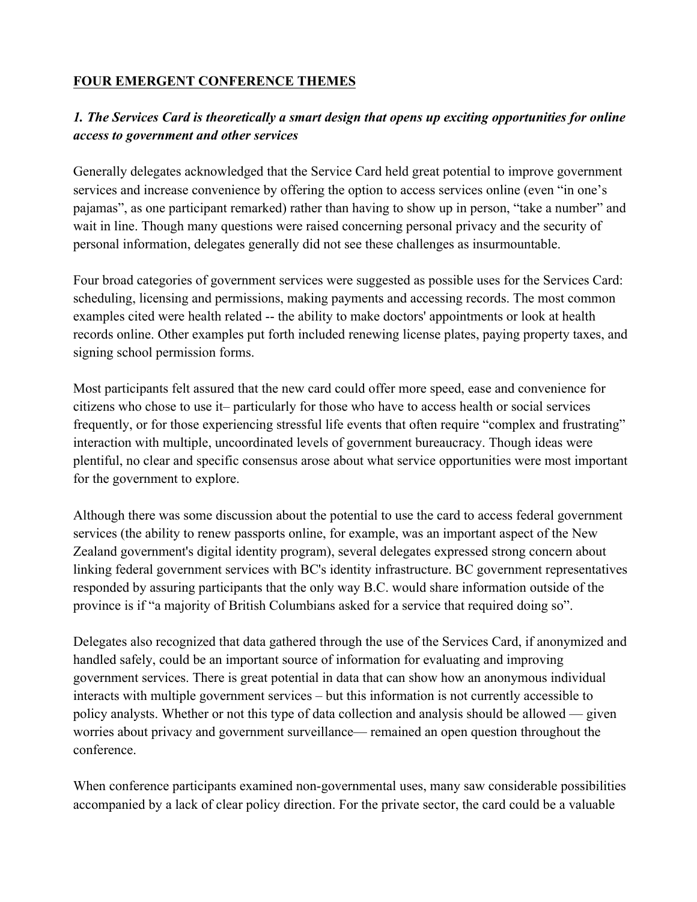## FOUR EMERGENT CONFERENCE THEMES

### *1. The Services Card is theoretically a smart design that opens up exciting opportunities for online access to government and other services*

Generally delegates acknowledged that the Service Card held great potential to improve government services and increase convenience by offering the option to access services online (even "in one's pajamas", as one participant remarked) rather than having to show up in person, "take a number" and wait in line. Though many questions were raised concerning personal privacy and the security of personal information, delegates generally did not see these challenges as insurmountable.

Four broad categories of government services were suggested as possible uses for the Services Card: scheduling, licensing and permissions, making payments and accessing records. The most common examples cited were health related -- the ability to make doctors' appointments or look at health records online. Other examples put forth included renewing license plates, paying property taxes, and signing school permission forms.

Most participants felt assured that the new card could offer more speed, ease and convenience for citizens who chose to use it– particularly for those who have to access health or social services frequently, or for those experiencing stressful life events that often require "complex and frustrating" interaction with multiple, uncoordinated levels of government bureaucracy. Though ideas were plentiful, no clear and specific consensus arose about what service opportunities were most important for the government to explore.

Although there was some discussion about the potential to use the card to access federal government services (the ability to renew passports online, for example, was an important aspect of the New Zealand government's digital identity program), several delegates expressed strong concern about linking federal government services with BC's identity infrastructure. BC government representatives responded by assuring participants that the only way B.C. would share information outside of the province is if "a majority of British Columbians asked for a service that required doing so".

Delegates also recognized that data gathered through the use of the Services Card, if anonymized and handled safely, could be an important source of information for evaluating and improving government services. There is great potential in data that can show how an anonymous individual interacts with multiple government services – but this information is not currently accessible to policy analysts. Whether or not this type of data collection and analysis should be allowed — given worries about privacy and government surveillance— remained an open question throughout the conference.

When conference participants examined non-governmental uses, many saw considerable possibilities accompanied by a lack of clear policy direction. For the private sector, the card could be a valuable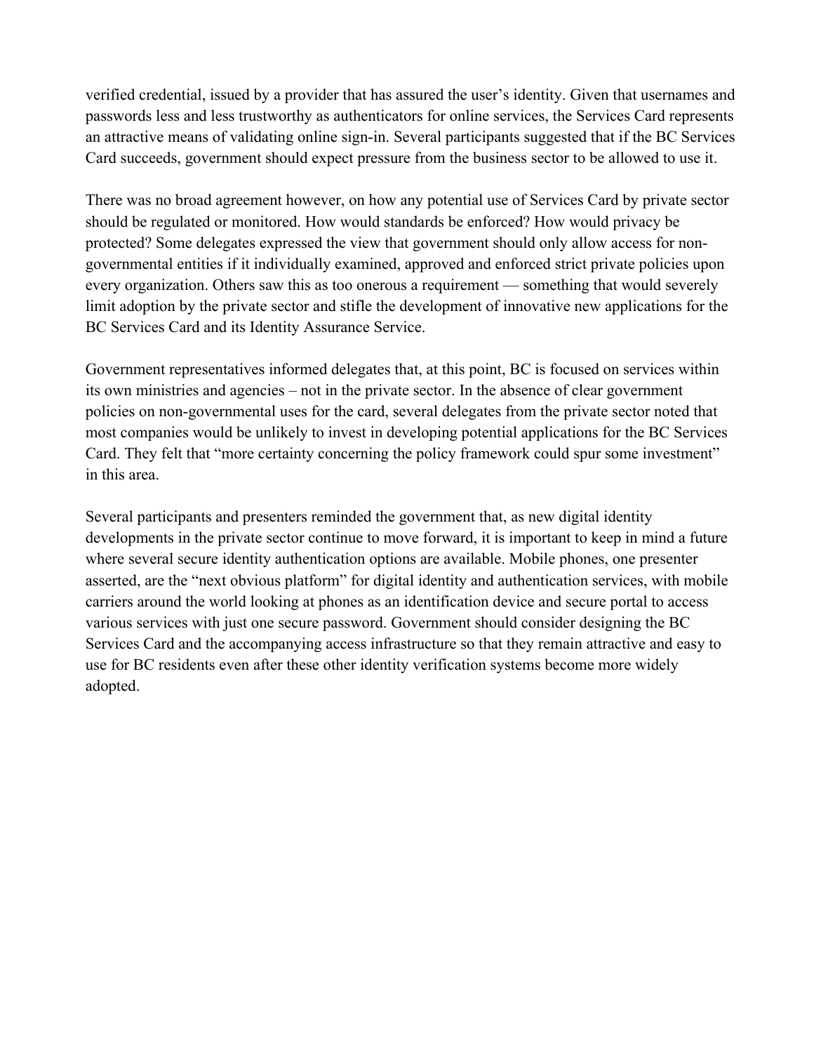verified credential, issued by a provider that has assured the user's identity. Given that usernames and passwords less and less trustworthy as authenticators for online services, the Services Card represents an attractive means of validating online sign-in. Several participants suggested that if the BC Services Card succeeds, government should expect pressure from the business sector to be allowed to use it.

There was no broad agreement however, on how any potential use of Services Card by private sector should be regulated or monitored. How would standards be enforced? How would privacy be protected? Some delegates expressed the view that government should only allow access for non-governmental entities if it individually examined, approved and enforced strict private policies upon every organization. Others saw this as too onerous a requirement — something that would severely limit adoption by the private sector and stifle the development of innovative new applications for the BC Services Card and its Identity Assurance Service.

Government representatives informed delegates that, at this point, BC is focused on services within its own ministries and agencies – not in the private sector. In the absence of clear government policies on non-governmental uses for the card, several delegates from the private sector noted that most companies would be unlikely to invest in developing potential applications for the BC Services Card. They felt that "more certainty concerning the policy framework could spur some investment" in this area.

Several participants and presenters reminded the government that, as new digital identity developments in the private sector continue to move forward, it is important to keep in mind a future where several secure identity authentication options are available. Mobile phones, one presenter asserted, are the "next obvious platform" for digital identity and authentication services, with mobile carriers around the world looking at phones as an identification device and secure portal to access various services with just one secure password. Government should consider designing the BC Services Card and the accompanying access infrastructure so that they remain attractive and easy to use for BC residents even after these other identity verification systems become more widely adopted.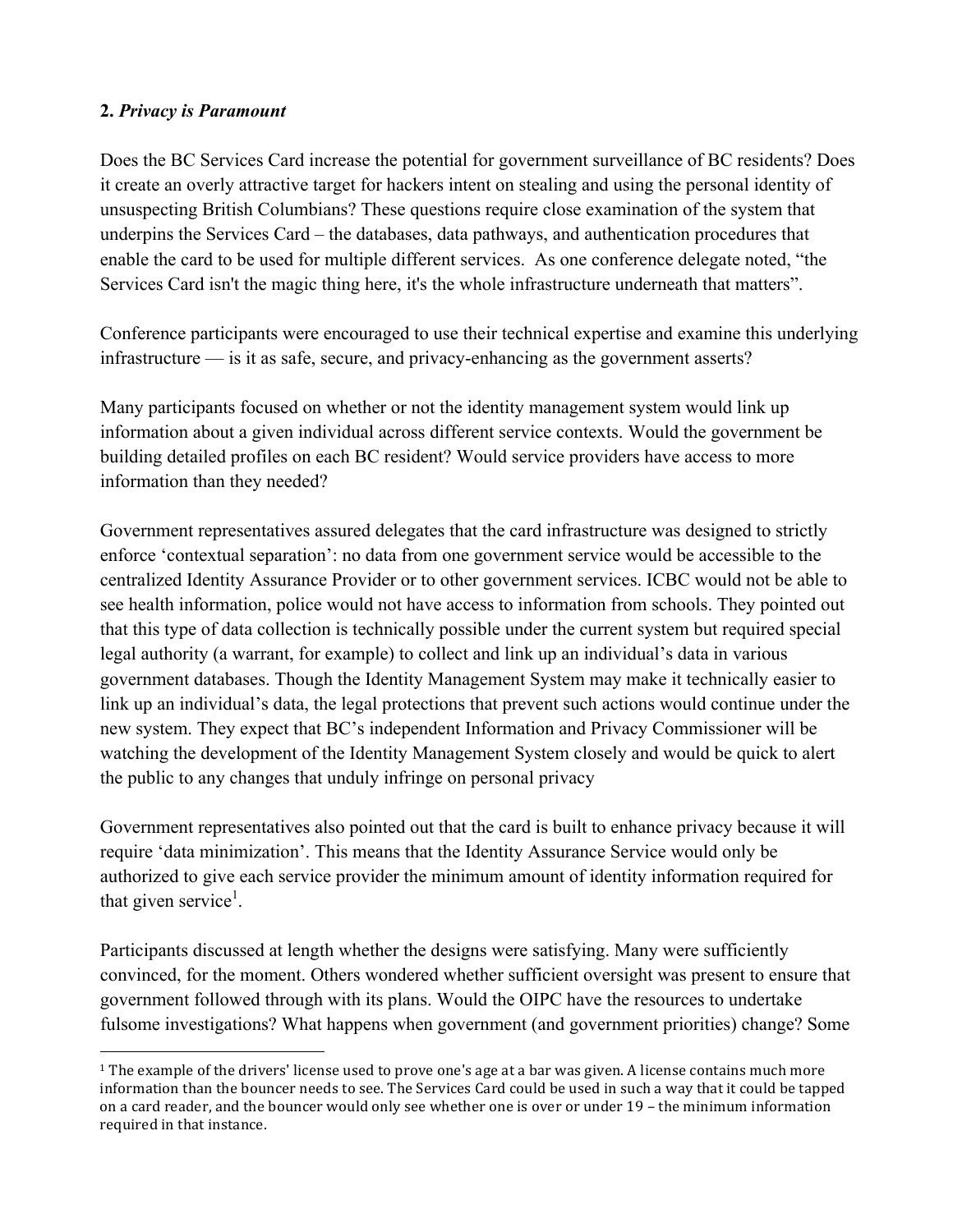**2.** ***Privacy is Paramount***

Does the BC Services Card increase the potential for government surveillance of BC residents? Does it create an overly attractive target for hackers intent on stealing and using the personal identity of unsuspecting British Columbians? These questions require close examination of the system that underpins the Services Card – the databases, data pathways, and authentication procedures that enable the card to be used for multiple different services. As one conference delegate noted, "the Services Card isn't the magic thing here, it's the whole infrastructure underneath that matters".

Conference participants were encouraged to use their technical expertise and examine this underlying infrastructure — is it as safe, secure, and privacy-enhancing as the government asserts?

Many participants focused on whether or not the identity management system would link up information about a given individual across different service contexts. Would the government be building detailed profiles on each BC resident? Would service providers have access to more information than they needed?

Government representatives assured delegates that the card infrastructure was designed to strictly enforce 'contextual separation': no data from one government service would be accessible to the centralized Identity Assurance Provider or to other government services. ICBC would not be able to see health information, police would not have access to information from schools. They pointed out that this type of data collection is technically possible under the current system but required special legal authority (a warrant, for example) to collect and link up an individual's data in various government databases. Though the Identity Management System may make it technically easier to link up an individual's data, the legal protections that prevent such actions would continue under the new system. They expect that BC's independent Information and Privacy Commissioner will be watching the development of the Identity Management System closely and would be quick to alert the public to any changes that unduly infringe on personal privacy

Government representatives also pointed out that the card is built to enhance privacy because it will require 'data minimization'. This means that the Identity Assurance Service would only be authorized to give each service provider the minimum amount of identity information required for that given service[1].

Participants discussed at length whether the designs were satisfying. Many were sufficiently convinced, for the moment. Others wondered whether sufficient oversight was present to ensure that government followed through with its plans. Would the OIPC have the resources to undertake fulsome investigations? What happens when government (and government priorities) change? Some

---

[1] The example of the drivers' license used to prove one's age at a bar was given. A license contains much more information than the bouncer needs to see. The Services Card could be used in such a way that it could be tapped on a card reader, and the bouncer would only see whether one is over or under 19 – the minimum information required in that instance.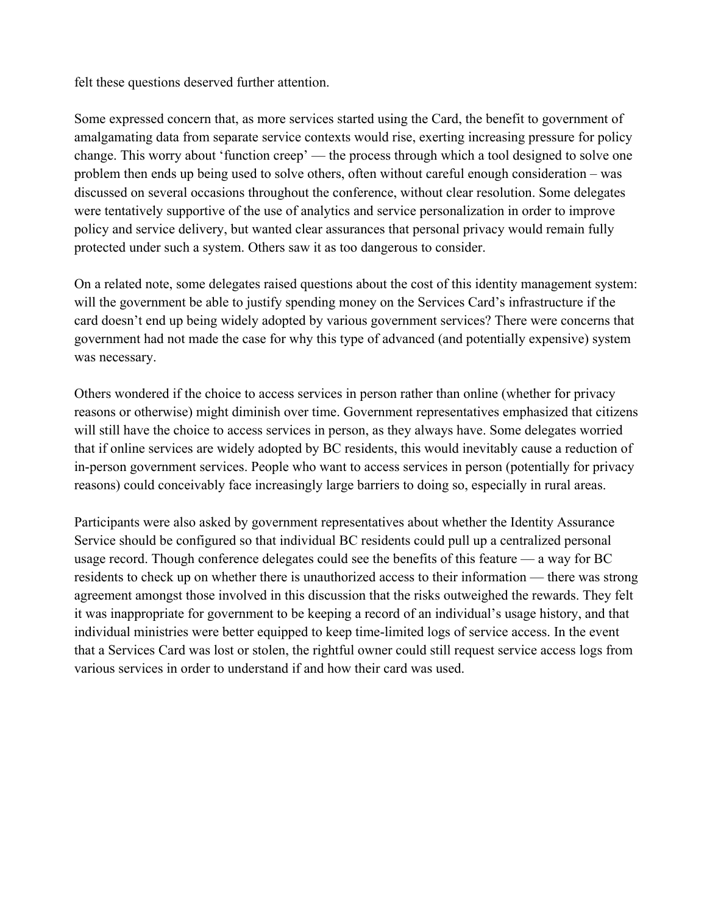felt these questions deserved further attention.

Some expressed concern that, as more services started using the Card, the benefit to government of amalgamating data from separate service contexts would rise, exerting increasing pressure for policy change. This worry about 'function creep' — the process through which a tool designed to solve one problem then ends up being used to solve others, often without careful enough consideration – was discussed on several occasions throughout the conference, without clear resolution. Some delegates were tentatively supportive of the use of analytics and service personalization in order to improve policy and service delivery, but wanted clear assurances that personal privacy would remain fully protected under such a system. Others saw it as too dangerous to consider.

On a related note, some delegates raised questions about the cost of this identity management system: will the government be able to justify spending money on the Services Card's infrastructure if the card doesn't end up being widely adopted by various government services? There were concerns that government had not made the case for why this type of advanced (and potentially expensive) system was necessary.

Others wondered if the choice to access services in person rather than online (whether for privacy reasons or otherwise) might diminish over time. Government representatives emphasized that citizens will still have the choice to access services in person, as they always have. Some delegates worried that if online services are widely adopted by BC residents, this would inevitably cause a reduction of in-person government services. People who want to access services in person (potentially for privacy reasons) could conceivably face increasingly large barriers to doing so, especially in rural areas.

Participants were also asked by government representatives about whether the Identity Assurance Service should be configured so that individual BC residents could pull up a centralized personal usage record. Though conference delegates could see the benefits of this feature — a way for BC residents to check up on whether there is unauthorized access to their information — there was strong agreement amongst those involved in this discussion that the risks outweighed the rewards. They felt it was inappropriate for government to be keeping a record of an individual's usage history, and that individual ministries were better equipped to keep time-limited logs of service access. In the event that a Services Card was lost or stolen, the rightful owner could still request service access logs from various services in order to understand if and how their card was used.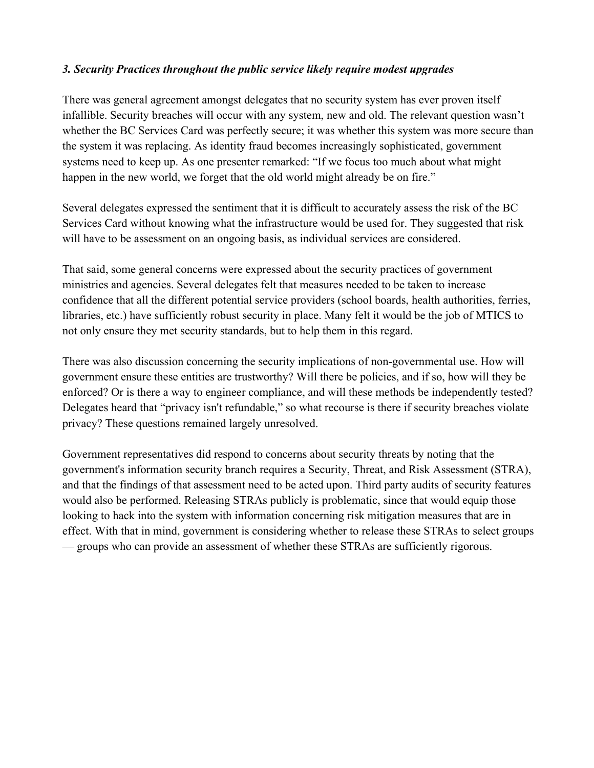### *3. Security Practices throughout the public service likely require modest upgrades*

There was general agreement amongst delegates that no security system has ever proven itself infallible. Security breaches will occur with any system, new and old. The relevant question wasn't whether the BC Services Card was perfectly secure; it was whether this system was more secure than the system it was replacing. As identity fraud becomes increasingly sophisticated, government systems need to keep up. As one presenter remarked: "If we focus too much about what might happen in the new world, we forget that the old world might already be on fire."

Several delegates expressed the sentiment that it is difficult to accurately assess the risk of the BC Services Card without knowing what the infrastructure would be used for. They suggested that risk will have to be assessment on an ongoing basis, as individual services are considered.

That said, some general concerns were expressed about the security practices of government ministries and agencies. Several delegates felt that measures needed to be taken to increase confidence that all the different potential service providers (school boards, health authorities, ferries, libraries, etc.) have sufficiently robust security in place. Many felt it would be the job of MTICS to not only ensure they met security standards, but to help them in this regard.

There was also discussion concerning the security implications of non-governmental use. How will government ensure these entities are trustworthy? Will there be policies, and if so, how will they be enforced? Or is there a way to engineer compliance, and will these methods be independently tested? Delegates heard that "privacy isn't refundable," so what recourse is there if security breaches violate privacy? These questions remained largely unresolved.

Government representatives did respond to concerns about security threats by noting that the government's information security branch requires a Security, Threat, and Risk Assessment (STRA), and that the findings of that assessment need to be acted upon. Third party audits of security features would also be performed. Releasing STRAs publicly is problematic, since that would equip those looking to hack into the system with information concerning risk mitigation measures that are in effect. With that in mind, government is considering whether to release these STRAs to select groups — groups who can provide an assessment of whether these STRAs are sufficiently rigorous.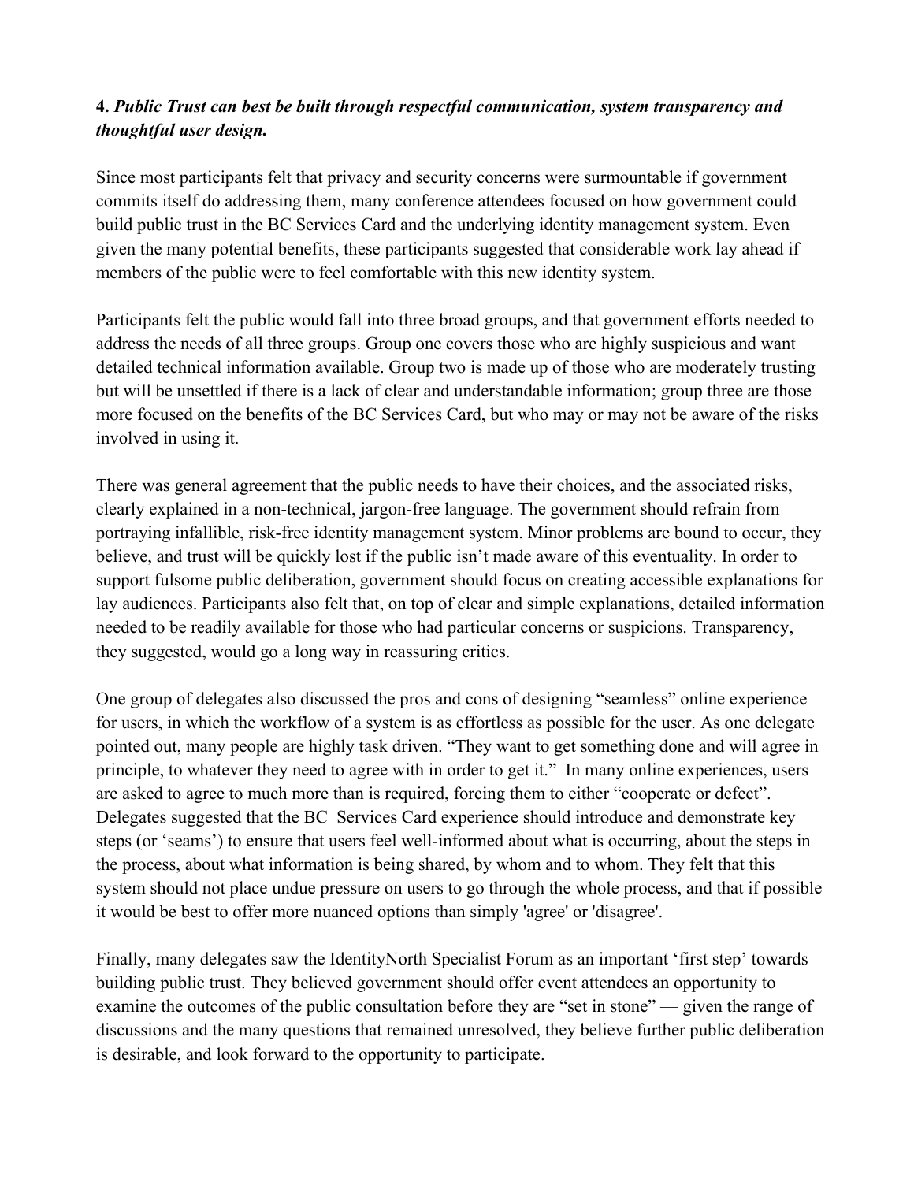**4.** ***Public Trust can best be built through respectful communication, system transparency and thoughtful user design.***

Since most participants felt that privacy and security concerns were surmountable if government commits itself do addressing them, many conference attendees focused on how government could build public trust in the BC Services Card and the underlying identity management system. Even given the many potential benefits, these participants suggested that considerable work lay ahead if members of the public were to feel comfortable with this new identity system.

Participants felt the public would fall into three broad groups, and that government efforts needed to address the needs of all three groups. Group one covers those who are highly suspicious and want detailed technical information available. Group two is made up of those who are moderately trusting but will be unsettled if there is a lack of clear and understandable information; group three are those more focused on the benefits of the BC Services Card, but who may or may not be aware of the risks involved in using it.

There was general agreement that the public needs to have their choices, and the associated risks, clearly explained in a non-technical, jargon-free language. The government should refrain from portraying infallible, risk-free identity management system. Minor problems are bound to occur, they believe, and trust will be quickly lost if the public isn't made aware of this eventuality. In order to support fulsome public deliberation, government should focus on creating accessible explanations for lay audiences. Participants also felt that, on top of clear and simple explanations, detailed information needed to be readily available for those who had particular concerns or suspicions. Transparency, they suggested, would go a long way in reassuring critics.

One group of delegates also discussed the pros and cons of designing "seamless" online experience for users, in which the workflow of a system is as effortless as possible for the user. As one delegate pointed out, many people are highly task driven. "They want to get something done and will agree in principle, to whatever they need to agree with in order to get it." In many online experiences, users are asked to agree to much more than is required, forcing them to either "cooperate or defect". Delegates suggested that the BC Services Card experience should introduce and demonstrate key steps (or 'seams') to ensure that users feel well-informed about what is occurring, about the steps in the process, about what information is being shared, by whom and to whom. They felt that this system should not place undue pressure on users to go through the whole process, and that if possible it would be best to offer more nuanced options than simply 'agree' or 'disagree'.

Finally, many delegates saw the IdentityNorth Specialist Forum as an important 'first step' towards building public trust. They believed government should offer event attendees an opportunity to examine the outcomes of the public consultation before they are "set in stone" — given the range of discussions and the many questions that remained unresolved, they believe further public deliberation is desirable, and look forward to the opportunity to participate.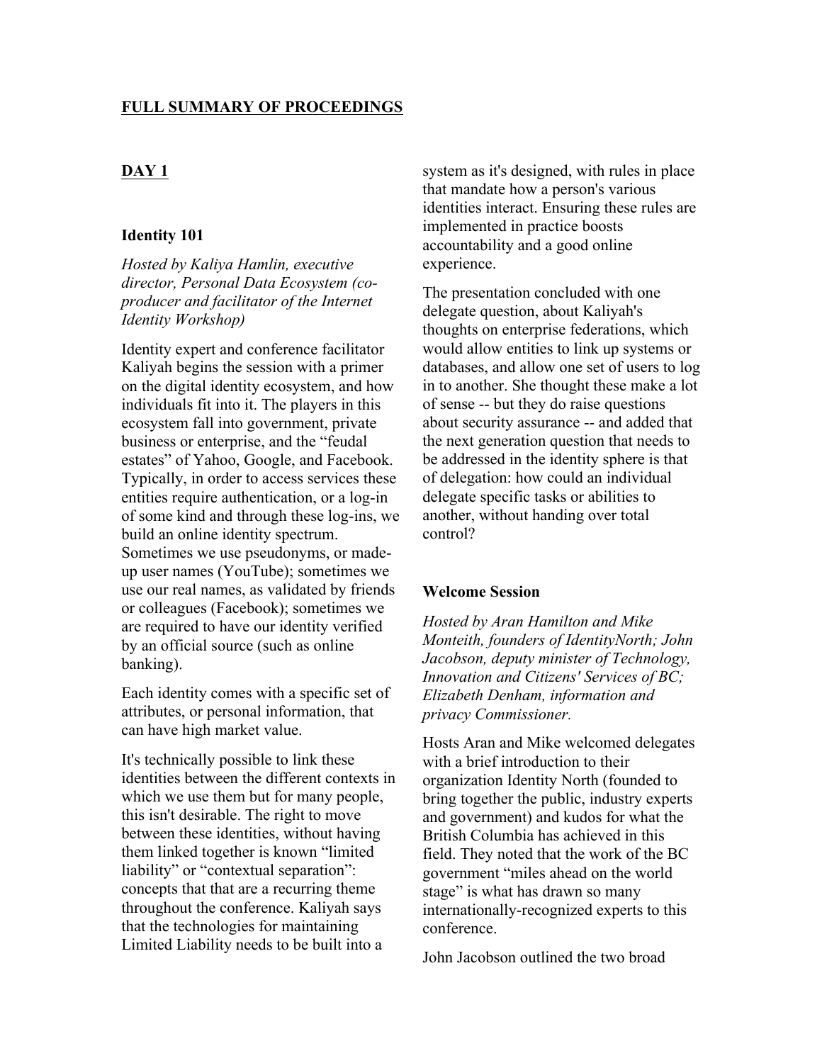## FULL SUMMARY OF PROCEEDINGS

## DAY 1

### Identity 101

*Hosted by Kaliya Hamlin, executive director, Personal Data Ecosystem (co-producer and facilitator of the Internet Identity Workshop)*

Identity expert and conference facilitator Kaliyah begins the session with a primer on the digital identity ecosystem, and how individuals fit into it. The players in this ecosystem fall into government, private business or enterprise, and the "feudal estates" of Yahoo, Google, and Facebook. Typically, in order to access services these entities require authentication, or a log-in of some kind and through these log-ins, we build an online identity spectrum. Sometimes we use pseudonyms, or made-up user names (YouTube); sometimes we use our real names, as validated by friends or colleagues (Facebook); sometimes we are required to have our identity verified by an official source (such as online banking).

Each identity comes with a specific set of attributes, or personal information, that can have high market value.

It's technically possible to link these identities between the different contexts in which we use them but for many people, this isn't desirable. The right to move between these identities, without having them linked together is known "limited liability" or "contextual separation": concepts that that are a recurring theme throughout the conference. Kaliyah says that the technologies for maintaining Limited Liability needs to be built into a system as it's designed, with rules in place that mandate how a person's various identities interact. Ensuring these rules are implemented in practice boosts accountability and a good online experience.

The presentation concluded with one delegate question, about Kaliyah's thoughts on enterprise federations, which would allow entities to link up systems or databases, and allow one set of users to log in to another. She thought these make a lot of sense -- but they do raise questions about security assurance -- and added that the next generation question that needs to be addressed in the identity sphere is that of delegation: how could an individual delegate specific tasks or abilities to another, without handing over total control?

### Welcome Session

*Hosted by Aran Hamilton and Mike Monteith, founders of IdentityNorth; John Jacobson, deputy minister of Technology, Innovation and Citizens' Services of BC; Elizabeth Denham, information and privacy Commissioner.*

Hosts Aran and Mike welcomed delegates with a brief introduction to their organization Identity North (founded to bring together the public, industry experts and government) and kudos for what the British Columbia has achieved in this field. They noted that the work of the BC government "miles ahead on the world stage" is what has drawn so many internationally-recognized experts to this conference.

John Jacobson outlined the two broad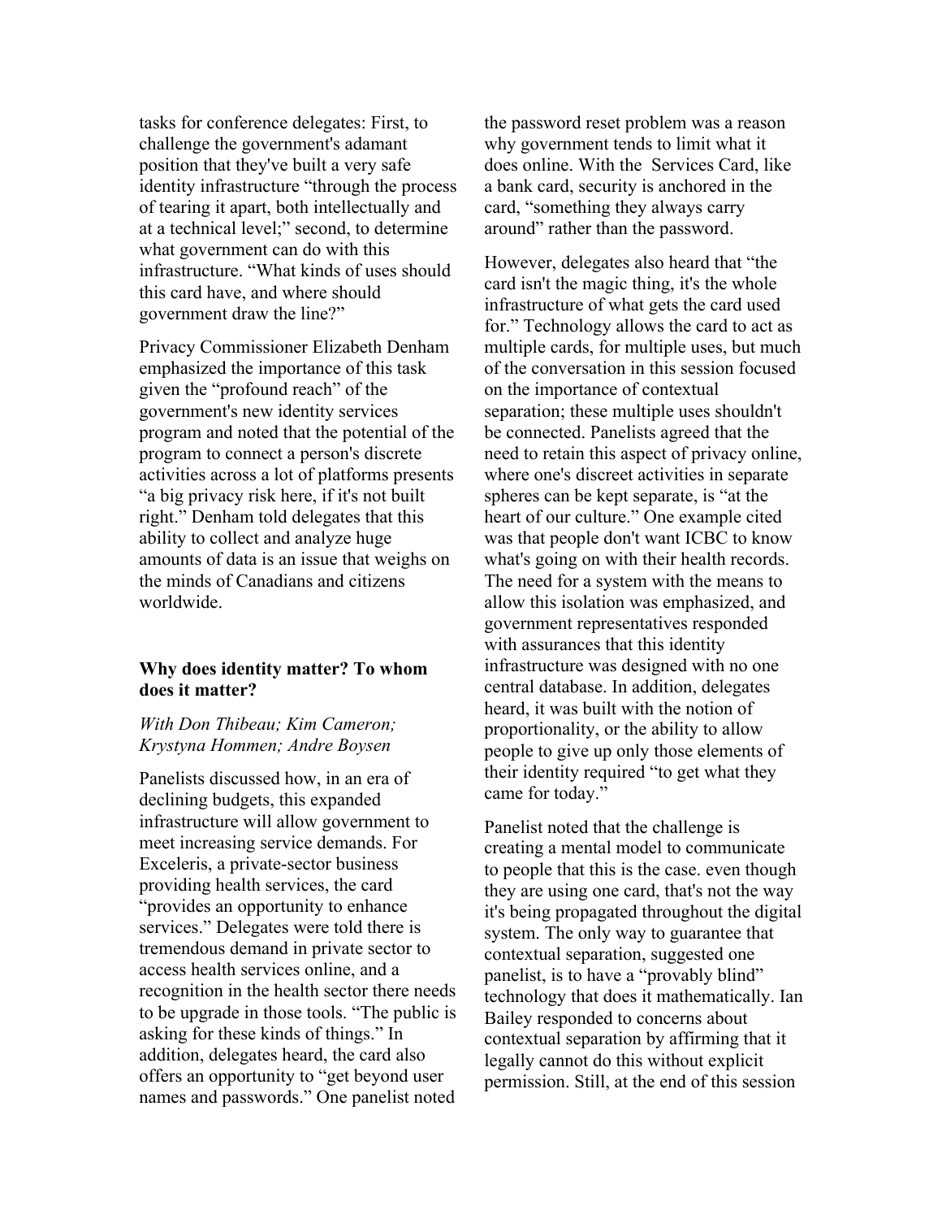tasks for conference delegates: First, to challenge the government's adamant position that they've built a very safe identity infrastructure "through the process of tearing it apart, both intellectually and at a technical level;" second, to determine what government can do with this infrastructure. "What kinds of uses should this card have, and where should government draw the line?"

Privacy Commissioner Elizabeth Denham emphasized the importance of this task given the "profound reach" of the government's new identity services program and noted that the potential of the program to connect a person's discrete activities across a lot of platforms presents "a big privacy risk here, if it's not built right." Denham told delegates that this ability to collect and analyze huge amounts of data is an issue that weighs on the minds of Canadians and citizens worldwide.

### Why does identity matter? To whom does it matter?

*With Don Thibeau; Kim Cameron; Krystyna Hommen; Andre Boysen*

Panelists discussed how, in an era of declining budgets, this expanded infrastructure will allow government to meet increasing service demands. For Exceleris, a private-sector business providing health services, the card "provides an opportunity to enhance services." Delegates were told there is tremendous demand in private sector to access health services online, and a recognition in the health sector there needs to be upgrade in those tools. "The public is asking for these kinds of things." In addition, delegates heard, the card also offers an opportunity to "get beyond user names and passwords." One panelist noted the password reset problem was a reason why government tends to limit what it does online. With the Services Card, like a bank card, security is anchored in the card, "something they always carry around" rather than the password.

However, delegates also heard that "the card isn't the magic thing, it's the whole infrastructure of what gets the card used for." Technology allows the card to act as multiple cards, for multiple uses, but much of the conversation in this session focused on the importance of contextual separation; these multiple uses shouldn't be connected. Panelists agreed that the need to retain this aspect of privacy online, where one's discreet activities in separate spheres can be kept separate, is "at the heart of our culture." One example cited was that people don't want ICBC to know what's going on with their health records. The need for a system with the means to allow this isolation was emphasized, and government representatives responded with assurances that this identity infrastructure was designed with no one central database. In addition, delegates heard, it was built with the notion of proportionality, or the ability to allow people to give up only those elements of their identity required "to get what they came for today."

Panelist noted that the challenge is creating a mental model to communicate to people that this is the case. even though they are using one card, that's not the way it's being propagated throughout the digital system. The only way to guarantee that contextual separation, suggested one panelist, is to have a "provably blind" technology that does it mathematically. Ian Bailey responded to concerns about contextual separation by affirming that it legally cannot do this without explicit permission. Still, at the end of this session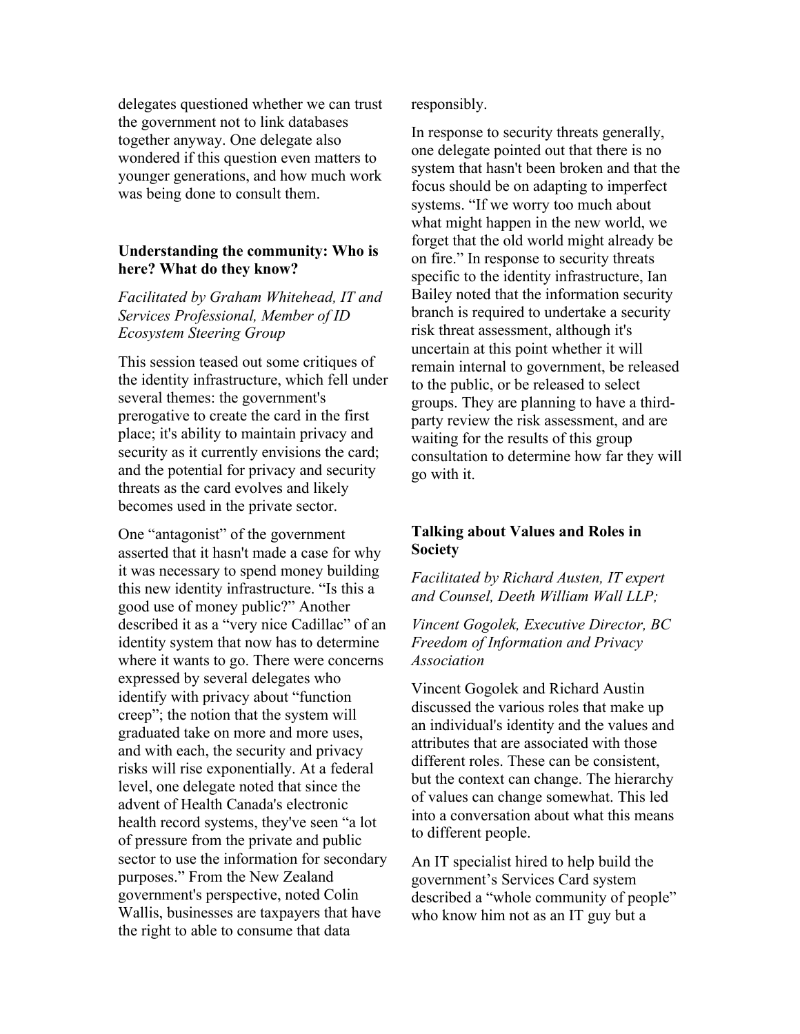delegates questioned whether we can trust the government not to link databases together anyway. One delegate also wondered if this question even matters to younger generations, and how much work was being done to consult them.

### Understanding the community: Who is here? What do they know?

*Facilitated by Graham Whitehead, IT and Services Professional, Member of ID Ecosystem Steering Group*

This session teased out some critiques of the identity infrastructure, which fell under several themes: the government's prerogative to create the card in the first place; it's ability to maintain privacy and security as it currently envisions the card; and the potential for privacy and security threats as the card evolves and likely becomes used in the private sector.

One "antagonist" of the government asserted that it hasn't made a case for why it was necessary to spend money building this new identity infrastructure. "Is this a good use of money public?" Another described it as a "very nice Cadillac" of an identity system that now has to determine where it wants to go. There were concerns expressed by several delegates who identify with privacy about "function creep"; the notion that the system will graduated take on more and more uses, and with each, the security and privacy risks will rise exponentially. At a federal level, one delegate noted that since the advent of Health Canada's electronic health record systems, they've seen "a lot of pressure from the private and public sector to use the information for secondary purposes." From the New Zealand government's perspective, noted Colin Wallis, businesses are taxpayers that have the right to able to consume that data responsibly.

In response to security threats generally, one delegate pointed out that there is no system that hasn't been broken and that the focus should be on adapting to imperfect systems. "If we worry too much about what might happen in the new world, we forget that the old world might already be on fire." In response to security threats specific to the identity infrastructure, Ian Bailey noted that the information security branch is required to undertake a security risk threat assessment, although it's uncertain at this point whether it will remain internal to government, be released to the public, or be released to select groups. They are planning to have a third-party review the risk assessment, and are waiting for the results of this group consultation to determine how far they will go with it.

### Talking about Values and Roles in Society

*Facilitated by Richard Austen, IT expert and Counsel, Deeth William Wall LLP;*

*Vincent Gogolek, Executive Director, BC Freedom of Information and Privacy Association*

Vincent Gogolek and Richard Austin discussed the various roles that make up an individual's identity and the values and attributes that are associated with those different roles. These can be consistent, but the context can change. The hierarchy of values can change somewhat. This led into a conversation about what this means to different people.

An IT specialist hired to help build the government's Services Card system described a "whole community of people" who know him not as an IT guy but a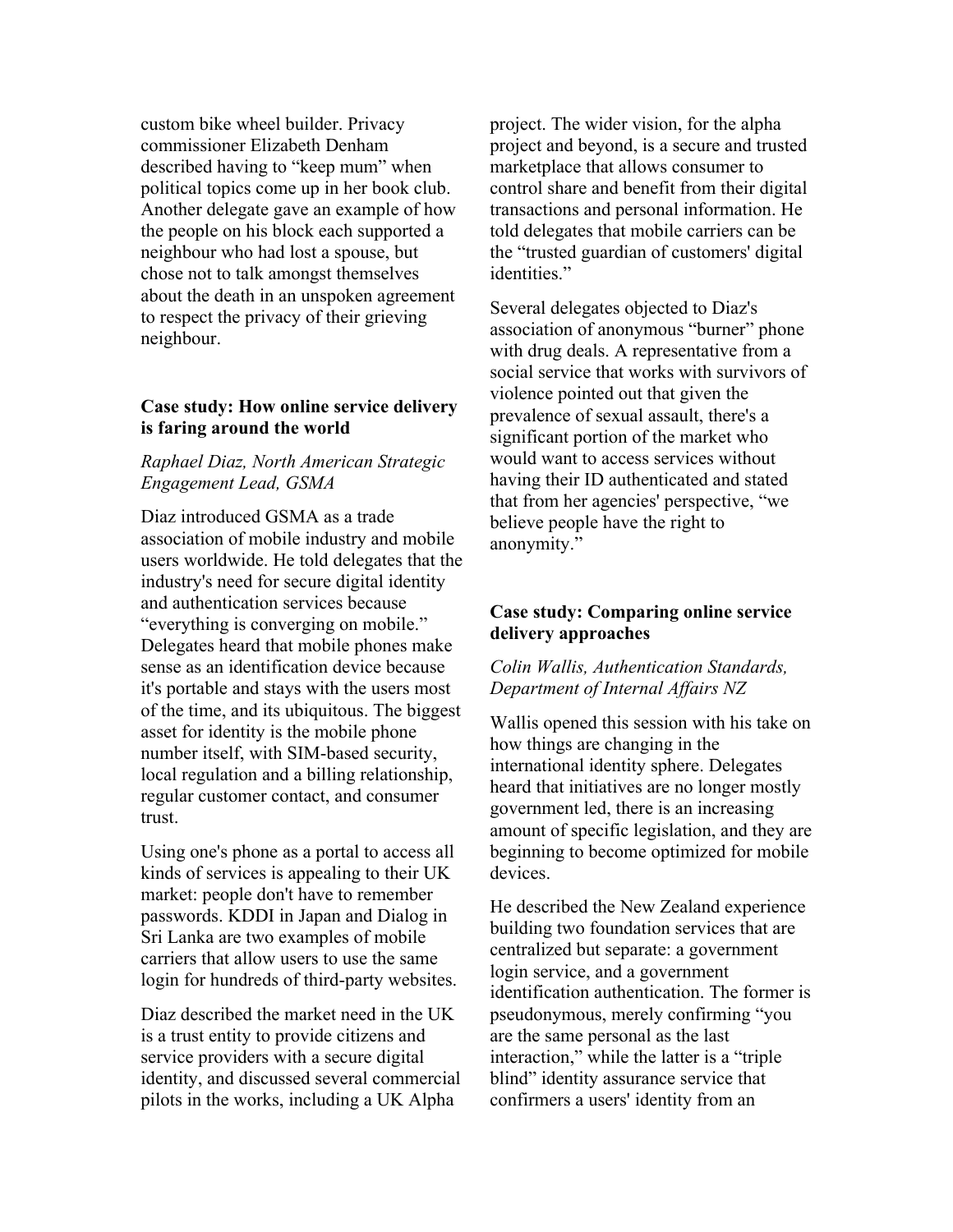custom bike wheel builder. Privacy commissioner Elizabeth Denham described having to "keep mum" when political topics come up in her book club. Another delegate gave an example of how the people on his block each supported a neighbour who had lost a spouse, but chose not to talk amongst themselves about the death in an unspoken agreement to respect the privacy of their grieving neighbour.

### Case study: How online service delivery is faring around the world

*Raphael Diaz, North American Strategic Engagement Lead, GSMA*

Diaz introduced GSMA as a trade association of mobile industry and mobile users worldwide. He told delegates that the industry's need for secure digital identity and authentication services because "everything is converging on mobile." Delegates heard that mobile phones make sense as an identification device because it's portable and stays with the users most of the time, and its ubiquitous. The biggest asset for identity is the mobile phone number itself, with SIM-based security, local regulation and a billing relationship, regular customer contact, and consumer trust.

Using one's phone as a portal to access all kinds of services is appealing to their UK market: people don't have to remember passwords. KDDI in Japan and Dialog in Sri Lanka are two examples of mobile carriers that allow users to use the same login for hundreds of third-party websites.

Diaz described the market need in the UK is a trust entity to provide citizens and service providers with a secure digital identity, and discussed several commercial pilots in the works, including a UK Alpha project. The wider vision, for the alpha project and beyond, is a secure and trusted marketplace that allows consumer to control share and benefit from their digital transactions and personal information. He told delegates that mobile carriers can be the "trusted guardian of customers' digital identities."

Several delegates objected to Diaz's association of anonymous "burner" phone with drug deals. A representative from a social service that works with survivors of violence pointed out that given the prevalence of sexual assault, there's a significant portion of the market who would want to access services without having their ID authenticated and stated that from her agencies' perspective, "we believe people have the right to anonymity."

### Case study: Comparing online service delivery approaches

*Colin Wallis, Authentication Standards, Department of Internal Affairs NZ*

Wallis opened this session with his take on how things are changing in the international identity sphere. Delegates heard that initiatives are no longer mostly government led, there is an increasing amount of specific legislation, and they are beginning to become optimized for mobile devices.

He described the New Zealand experience building two foundation services that are centralized but separate: a government login service, and a government identification authentication. The former is pseudonymous, merely confirming "you are the same personal as the last interaction," while the latter is a "triple blind" identity assurance service that confirmers a users' identity from an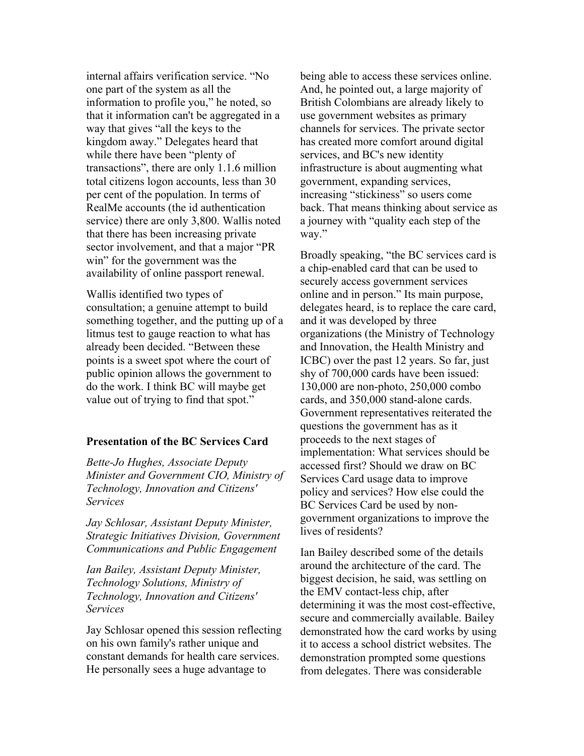internal affairs verification service. "No one part of the system as all the information to profile you," he noted, so that it information can't be aggregated in a way that gives "all the keys to the kingdom away." Delegates heard that while there have been "plenty of transactions", there are only 1.1.6 million total citizens logon accounts, less than 30 per cent of the population. In terms of RealMe accounts (the id authentication service) there are only 3,800. Wallis noted that there has been increasing private sector involvement, and that a major "PR win" for the government was the availability of online passport renewal.

Wallis identified two types of consultation; a genuine attempt to build something together, and the putting up of a litmus test to gauge reaction to what has already been decided. "Between these points is a sweet spot where the court of public opinion allows the government to do the work. I think BC will maybe get value out of trying to find that spot."

**Presentation of the BC Services Card**

*Bette-Jo Hughes, Associate Deputy Minister and Government CIO, Ministry of Technology, Innovation and Citizens' Services*

*Jay Schlosar, Assistant Deputy Minister, Strategic Initiatives Division, Government Communications and Public Engagement*

*Ian Bailey, Assistant Deputy Minister, Technology Solutions, Ministry of Technology, Innovation and Citizens' Services*

Jay Schlosar opened this session reflecting on his own family's rather unique and constant demands for health care services. He personally sees a huge advantage to being able to access these services online. And, he pointed out, a large majority of British Colombians are already likely to use government websites as primary channels for services. The private sector has created more comfort around digital services, and BC's new identity infrastructure is about augmenting what government, expanding services, increasing "stickiness" so users come back. That means thinking about service as a journey with "quality each step of the way."

Broadly speaking, "the BC services card is a chip-enabled card that can be used to securely access government services online and in person." Its main purpose, delegates heard, is to replace the care card, and it was developed by three organizations (the Ministry of Technology and Innovation, the Health Ministry and ICBC) over the past 12 years. So far, just shy of 700,000 cards have been issued: 130,000 are non-photo, 250,000 combo cards, and 350,000 stand-alone cards. Government representatives reiterated the questions the government has as it proceeds to the next stages of implementation: What services should be accessed first? Should we draw on BC Services Card usage data to improve policy and services? How else could the BC Services Card be used by non-government organizations to improve the lives of residents?

Ian Bailey described some of the details around the architecture of the card. The biggest decision, he said, was settling on the EMV contact-less chip, after determining it was the most cost-effective, secure and commercially available. Bailey demonstrated how the card works by using it to access a school district websites. The demonstration prompted some questions from delegates. There was considerable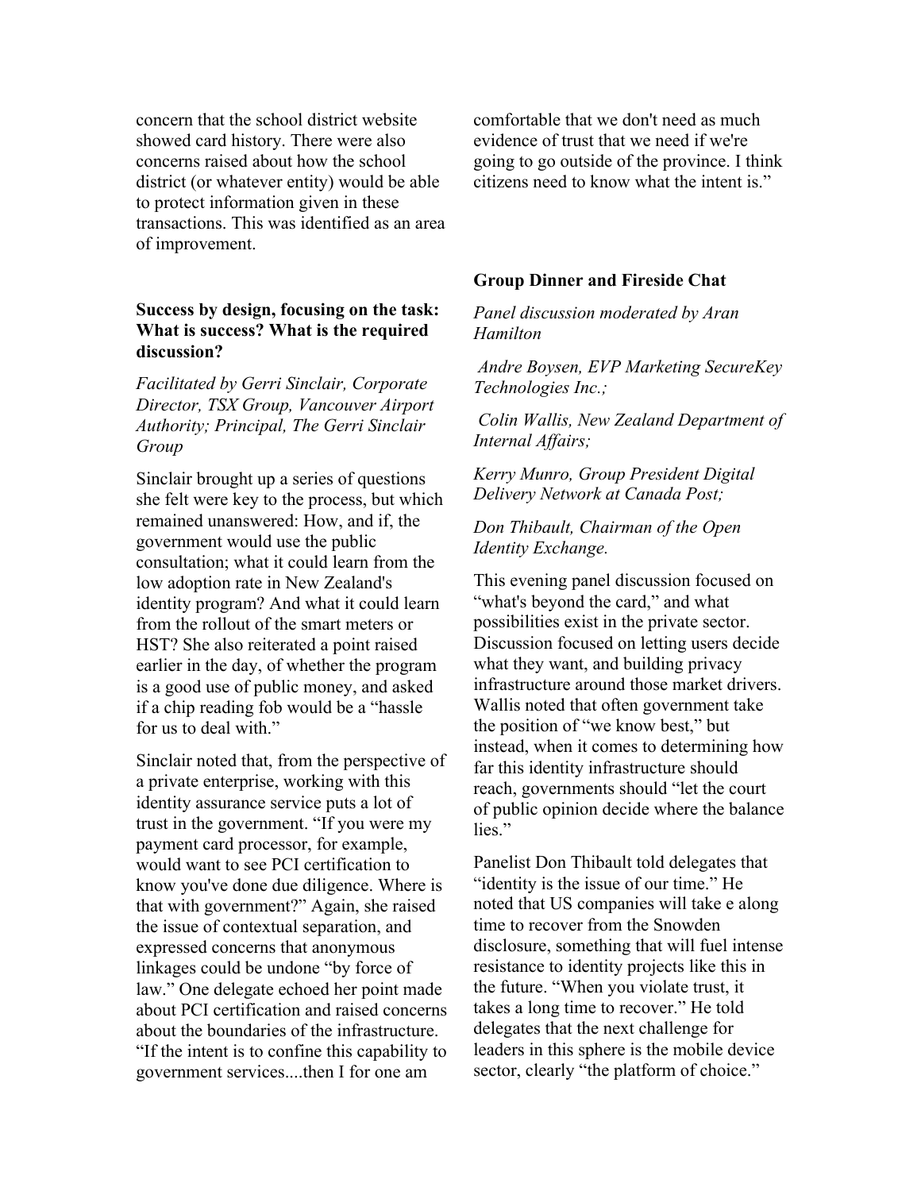concern that the school district website showed card history. There were also concerns raised about how the school district (or whatever entity) would be able to protect information given in these transactions. This was identified as an area of improvement.

### Success by design, focusing on the task: What is success? What is the required discussion?

*Facilitated by Gerri Sinclair, Corporate Director, TSX Group, Vancouver Airport Authority; Principal, The Gerri Sinclair Group*

Sinclair brought up a series of questions she felt were key to the process, but which remained unanswered: How, and if, the government would use the public consultation; what it could learn from the low adoption rate in New Zealand's identity program? And what it could learn from the rollout of the smart meters or HST? She also reiterated a point raised earlier in the day, of whether the program is a good use of public money, and asked if a chip reading fob would be a "hassle for us to deal with."

Sinclair noted that, from the perspective of a private enterprise, working with this identity assurance service puts a lot of trust in the government. "If you were my payment card processor, for example, would want to see PCI certification to know you've done due diligence. Where is that with government?" Again, she raised the issue of contextual separation, and expressed concerns that anonymous linkages could be undone "by force of law." One delegate echoed her point made about PCI certification and raised concerns about the boundaries of the infrastructure. "If the intent is to confine this capability to government services....then I for one am comfortable that we don't need as much evidence of trust that we need if we're going to go outside of the province. I think citizens need to know what the intent is."

### Group Dinner and Fireside Chat

*Panel discussion moderated by Aran Hamilton*

*Andre Boysen, EVP Marketing SecureKey Technologies Inc.;*

*Colin Wallis, New Zealand Department of Internal Affairs;*

*Kerry Munro, Group President Digital Delivery Network at Canada Post;*

*Don Thibault, Chairman of the Open Identity Exchange.*

This evening panel discussion focused on "what's beyond the card," and what possibilities exist in the private sector. Discussion focused on letting users decide what they want, and building privacy infrastructure around those market drivers. Wallis noted that often government take the position of "we know best," but instead, when it comes to determining how far this identity infrastructure should reach, governments should "let the court of public opinion decide where the balance lies."

Panelist Don Thibault told delegates that "identity is the issue of our time." He noted that US companies will take e along time to recover from the Snowden disclosure, something that will fuel intense resistance to identity projects like this in the future. "When you violate trust, it takes a long time to recover." He told delegates that the next challenge for leaders in this sphere is the mobile device sector, clearly "the platform of choice."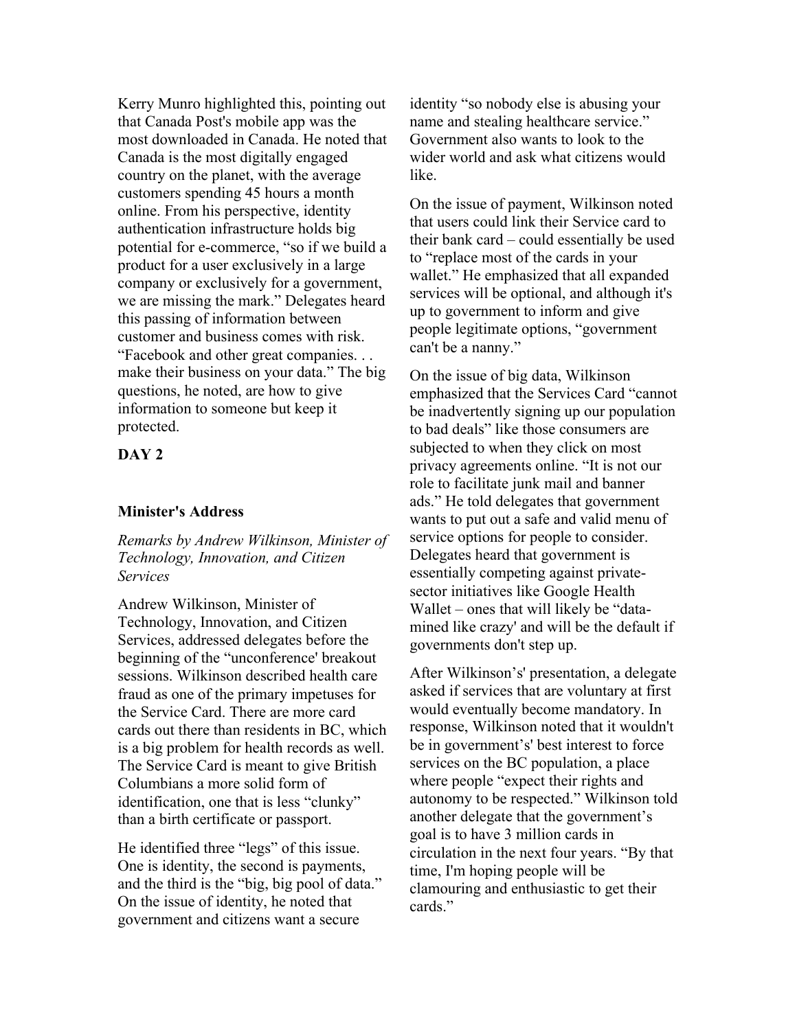Kerry Munro highlighted this, pointing out that Canada Post's mobile app was the most downloaded in Canada. He noted that Canada is the most digitally engaged country on the planet, with the average customers spending 45 hours a month online. From his perspective, identity authentication infrastructure holds big potential for e-commerce, "so if we build a product for a user exclusively in a large company or exclusively for a government, we are missing the mark." Delegates heard this passing of information between customer and business comes with risk. "Facebook and other great companies. . . make their business on your data." The big questions, he noted, are how to give information to someone but keep it protected.

## DAY 2

### Minister's Address

*Remarks by Andrew Wilkinson, Minister of Technology, Innovation, and Citizen Services*

Andrew Wilkinson, Minister of Technology, Innovation, and Citizen Services, addressed delegates before the beginning of the "unconference' breakout sessions. Wilkinson described health care fraud as one of the primary impetuses for the Service Card. There are more card cards out there than residents in BC, which is a big problem for health records as well. The Service Card is meant to give British Columbians a more solid form of identification, one that is less "clunky" than a birth certificate or passport.

He identified three "legs" of this issue. One is identity, the second is payments, and the third is the "big, big pool of data." On the issue of identity, he noted that government and citizens want a secure identity "so nobody else is abusing your name and stealing healthcare service." Government also wants to look to the wider world and ask what citizens would like.

On the issue of payment, Wilkinson noted that users could link their Service card to their bank card – could essentially be used to "replace most of the cards in your wallet." He emphasized that all expanded services will be optional, and although it's up to government to inform and give people legitimate options, "government can't be a nanny."

On the issue of big data, Wilkinson emphasized that the Services Card "cannot be inadvertently signing up our population to bad deals" like those consumers are subjected to when they click on most privacy agreements online. "It is not our role to facilitate junk mail and banner ads." He told delegates that government wants to put out a safe and valid menu of service options for people to consider. Delegates heard that government is essentially competing against private-sector initiatives like Google Health Wallet – ones that will likely be "data-mined like crazy' and will be the default if governments don't step up.

After Wilkinson's' presentation, a delegate asked if services that are voluntary at first would eventually become mandatory. In response, Wilkinson noted that it wouldn't be in government's' best interest to force services on the BC population, a place where people "expect their rights and autonomy to be respected." Wilkinson told another delegate that the government's goal is to have 3 million cards in circulation in the next four years. "By that time, I'm hoping people will be clamouring and enthusiastic to get their cards."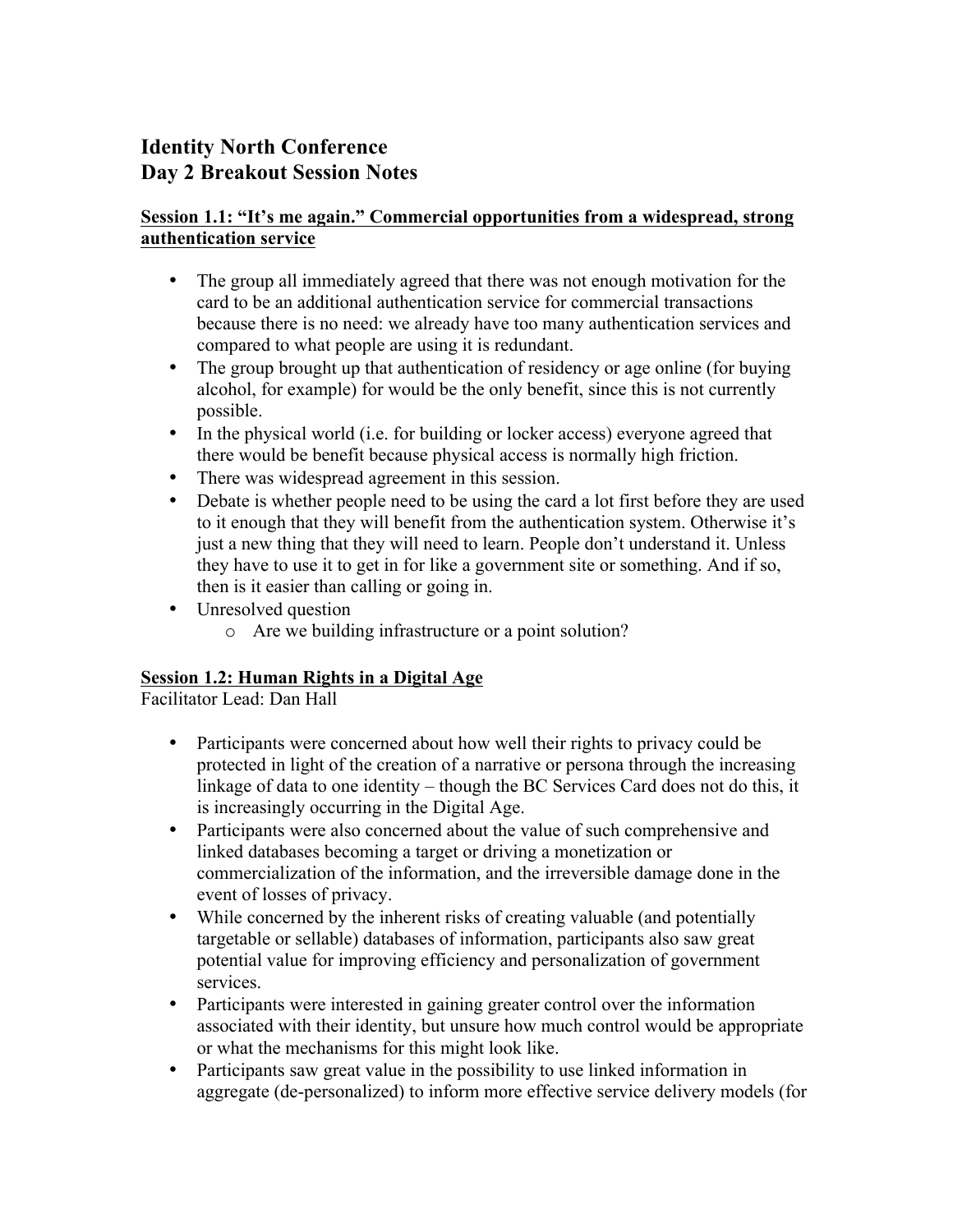# Identity North Conference
# Day 2 Breakout Session Notes

**Session 1.1: "It's me again." Commercial opportunities from a widespread, strong authentication service**

- The group all immediately agreed that there was not enough motivation for the card to be an additional authentication service for commercial transactions because there is no need: we already have too many authentication services and compared to what people are using it is redundant.
- The group brought up that authentication of residency or age online (for buying alcohol, for example) for would be the only benefit, since this is not currently possible.
- In the physical world (i.e. for building or locker access) everyone agreed that there would be benefit because physical access is normally high friction.
- There was widespread agreement in this session.
- Debate is whether people need to be using the card a lot first before they are used to it enough that they will benefit from the authentication system. Otherwise it's just a new thing that they will need to learn. People don't understand it. Unless they have to use it to get in for like a government site or something. And if so, then is it easier than calling or going in.
- Unresolved question
  - Are we building infrastructure or a point solution?

**Session 1.2: Human Rights in a Digital Age**

Facilitator Lead: Dan Hall

- Participants were concerned about how well their rights to privacy could be protected in light of the creation of a narrative or persona through the increasing linkage of data to one identity – though the BC Services Card does not do this, it is increasingly occurring in the Digital Age.
- Participants were also concerned about the value of such comprehensive and linked databases becoming a target or driving a monetization or commercialization of the information, and the irreversible damage done in the event of losses of privacy.
- While concerned by the inherent risks of creating valuable (and potentially targetable or sellable) databases of information, participants also saw great potential value for improving efficiency and personalization of government services.
- Participants were interested in gaining greater control over the information associated with their identity, but unsure how much control would be appropriate or what the mechanisms for this might look like.
- Participants saw great value in the possibility to use linked information in aggregate (de-personalized) to inform more effective service delivery models (for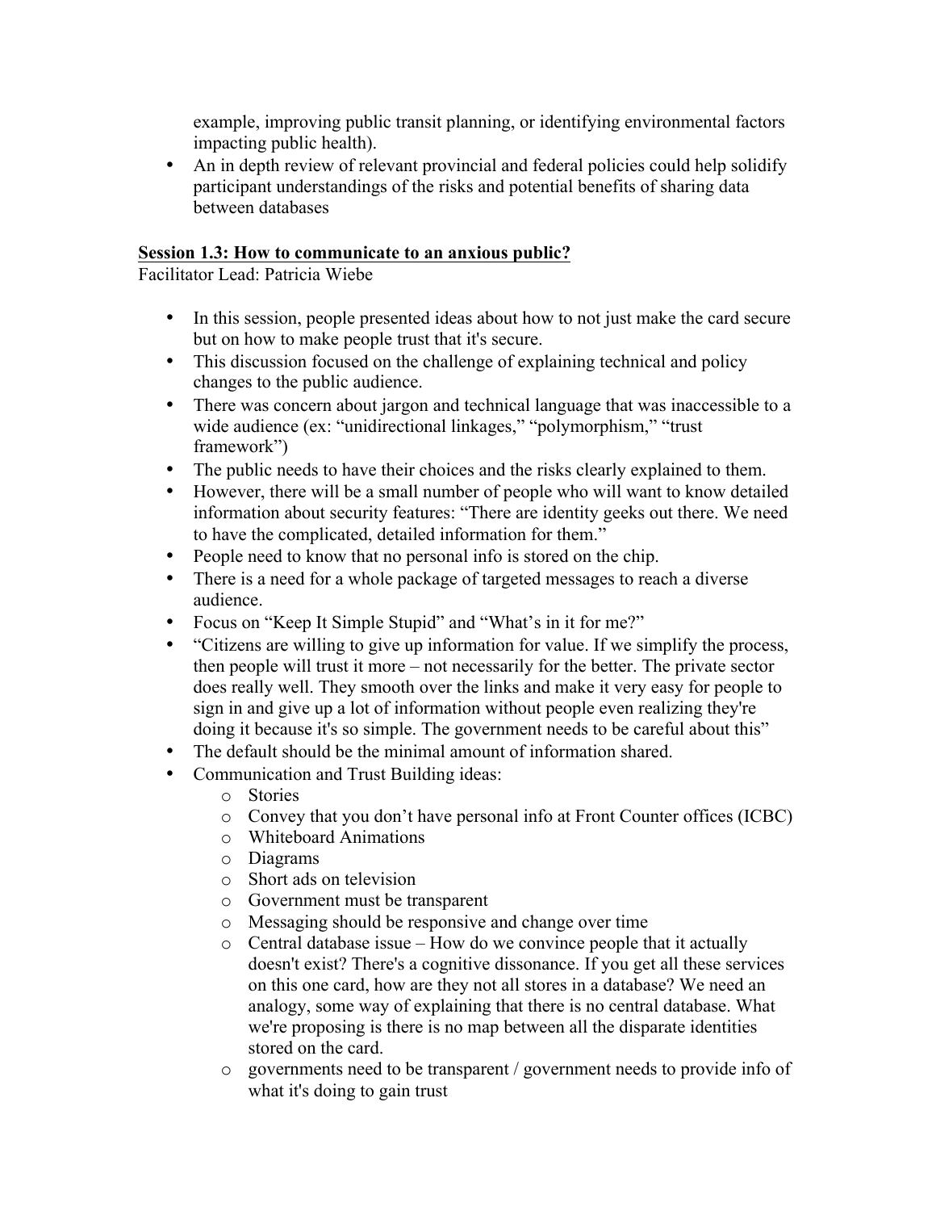example, improving public transit planning, or identifying environmental factors impacting public health).

- An in depth review of relevant provincial and federal policies could help solidify participant understandings of the risks and potential benefits of sharing data between databases

**Session 1.3: How to communicate to an anxious public?**

Facilitator Lead: Patricia Wiebe

- In this session, people presented ideas about how to not just make the card secure but on how to make people trust that it's secure.
- This discussion focused on the challenge of explaining technical and policy changes to the public audience.
- There was concern about jargon and technical language that was inaccessible to a wide audience (ex: "unidirectional linkages," "polymorphism," "trust framework")
- The public needs to have their choices and the risks clearly explained to them.
- However, there will be a small number of people who will want to know detailed information about security features: "There are identity geeks out there. We need to have the complicated, detailed information for them."
- People need to know that no personal info is stored on the chip.
- There is a need for a whole package of targeted messages to reach a diverse audience.
- Focus on "Keep It Simple Stupid" and "What's in it for me?"
- "Citizens are willing to give up information for value. If we simplify the process, then people will trust it more – not necessarily for the better. The private sector does really well. They smooth over the links and make it very easy for people to sign in and give up a lot of information without people even realizing they're doing it because it's so simple. The government needs to be careful about this"
- The default should be the minimal amount of information shared.
- Communication and Trust Building ideas:
  - Stories
  - Convey that you don't have personal info at Front Counter offices (ICBC)
  - Whiteboard Animations
  - Diagrams
  - Short ads on television
  - Government must be transparent
  - Messaging should be responsive and change over time
  - Central database issue – How do we convince people that it actually doesn't exist? There's a cognitive dissonance. If you get all these services on this one card, how are they not all stores in a database? We need an analogy, some way of explaining that there is no central database. What we're proposing is there is no map between all the disparate identities stored on the card.
  - governments need to be transparent / government needs to provide info of what it's doing to gain trust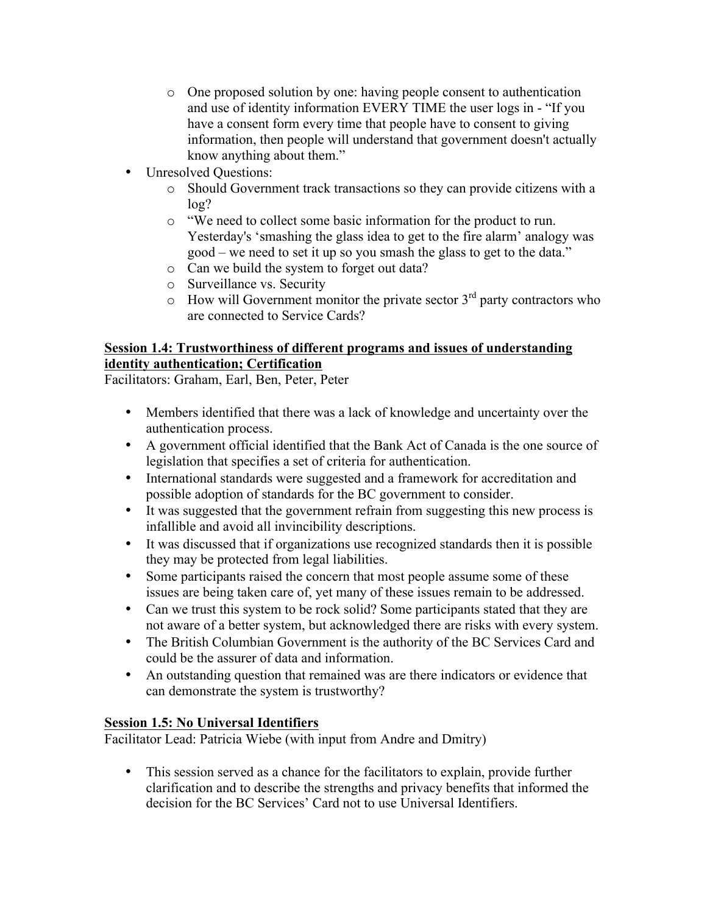- One proposed solution by one: having people consent to authentication and use of identity information EVERY TIME the user logs in - "If you have a consent form every time that people have to consent to giving information, then people will understand that government doesn't actually know anything about them."
- Unresolved Questions:
  - Should Government track transactions so they can provide citizens with a log?
  - "We need to collect some basic information for the product to run. Yesterday's 'smashing the glass idea to get to the fire alarm' analogy was good – we need to set it up so you smash the glass to get to the data."
  - Can we build the system to forget out data?
  - Surveillance vs. Security
  - How will Government monitor the private sector 3rd party contractors who are connected to Service Cards?

**Session 1.4: Trustworthiness of different programs and issues of understanding identity authentication; Certification**

Facilitators: Graham, Earl, Ben, Peter, Peter

- Members identified that there was a lack of knowledge and uncertainty over the authentication process.
- A government official identified that the Bank Act of Canada is the one source of legislation that specifies a set of criteria for authentication.
- International standards were suggested and a framework for accreditation and possible adoption of standards for the BC government to consider.
- It was suggested that the government refrain from suggesting this new process is infallible and avoid all invincibility descriptions.
- It was discussed that if organizations use recognized standards then it is possible they may be protected from legal liabilities.
- Some participants raised the concern that most people assume some of these issues are being taken care of, yet many of these issues remain to be addressed.
- Can we trust this system to be rock solid? Some participants stated that they are not aware of a better system, but acknowledged there are risks with every system.
- The British Columbian Government is the authority of the BC Services Card and could be the assurer of data and information.
- An outstanding question that remained was are there indicators or evidence that can demonstrate the system is trustworthy?

**Session 1.5: No Universal Identifiers**

Facilitator Lead: Patricia Wiebe (with input from Andre and Dmitry)

- This session served as a chance for the facilitators to explain, provide further clarification and to describe the strengths and privacy benefits that informed the decision for the BC Services' Card not to use Universal Identifiers.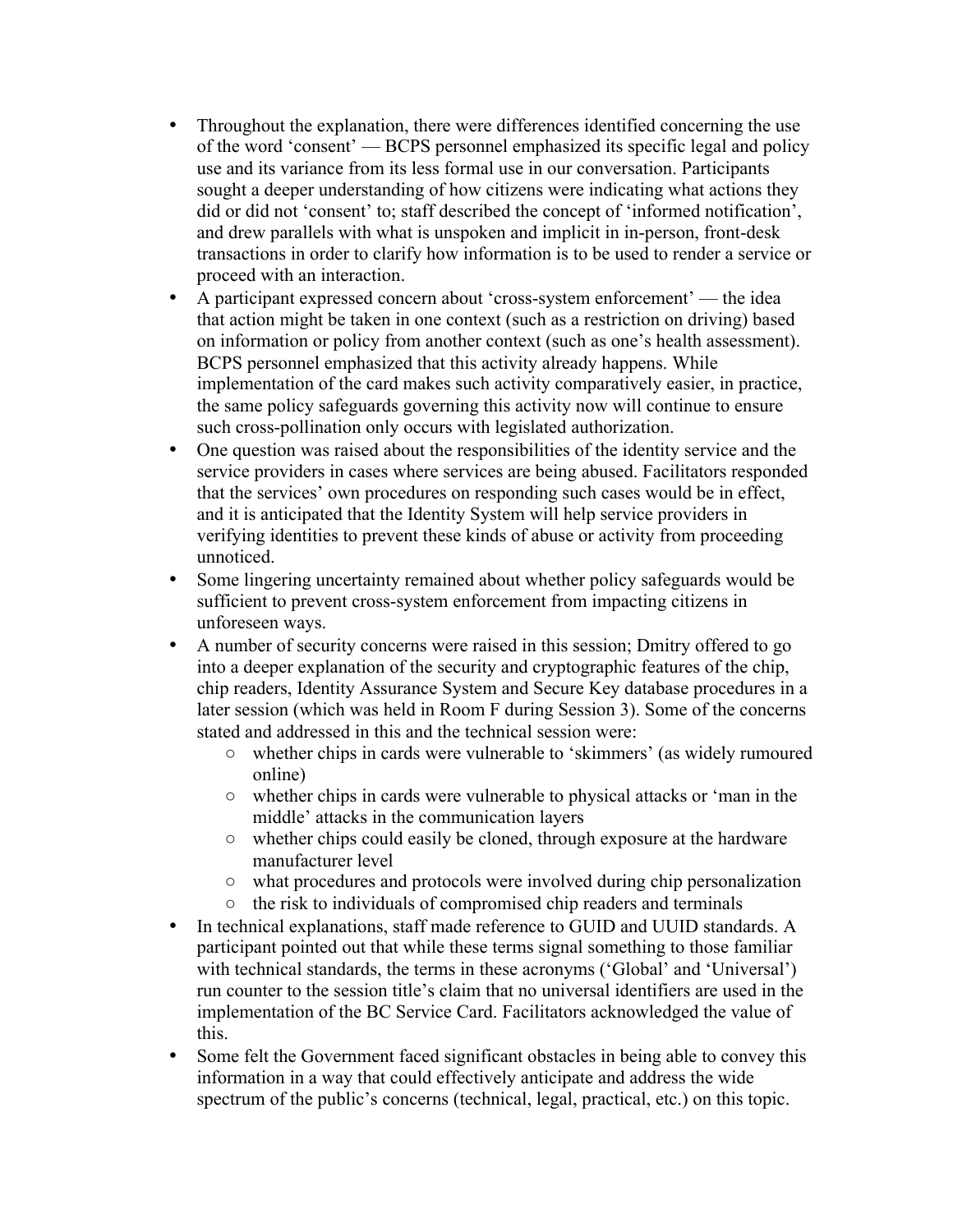- Throughout the explanation, there were differences identified concerning the use of the word 'consent' — BCPS personnel emphasized its specific legal and policy use and its variance from its less formal use in our conversation. Participants sought a deeper understanding of how citizens were indicating what actions they did or did not 'consent' to; staff described the concept of 'informed notification', and drew parallels with what is unspoken and implicit in in-person, front-desk transactions in order to clarify how information is to be used to render a service or proceed with an interaction.
- A participant expressed concern about 'cross-system enforcement' — the idea that action might be taken in one context (such as a restriction on driving) based on information or policy from another context (such as one's health assessment). BCPS personnel emphasized that this activity already happens. While implementation of the card makes such activity comparatively easier, in practice, the same policy safeguards governing this activity now will continue to ensure such cross-pollination only occurs with legislated authorization.
- One question was raised about the responsibilities of the identity service and the service providers in cases where services are being abused. Facilitators responded that the services' own procedures on responding such cases would be in effect, and it is anticipated that the Identity System will help service providers in verifying identities to prevent these kinds of abuse or activity from proceeding unnoticed.
- Some lingering uncertainty remained about whether policy safeguards would be sufficient to prevent cross-system enforcement from impacting citizens in unforeseen ways.
- A number of security concerns were raised in this session; Dmitry offered to go into a deeper explanation of the security and cryptographic features of the chip, chip readers, Identity Assurance System and Secure Key database procedures in a later session (which was held in Room F during Session 3). Some of the concerns stated and addressed in this and the technical session were:
  - whether chips in cards were vulnerable to 'skimmers' (as widely rumoured online)
  - whether chips in cards were vulnerable to physical attacks or 'man in the middle' attacks in the communication layers
  - whether chips could easily be cloned, through exposure at the hardware manufacturer level
  - what procedures and protocols were involved during chip personalization
  - the risk to individuals of compromised chip readers and terminals
- In technical explanations, staff made reference to GUID and UUID standards. A participant pointed out that while these terms signal something to those familiar with technical standards, the terms in these acronyms ('Global' and 'Universal') run counter to the session title's claim that no universal identifiers are used in the implementation of the BC Service Card. Facilitators acknowledged the value of this.
- Some felt the Government faced significant obstacles in being able to convey this information in a way that could effectively anticipate and address the wide spectrum of the public's concerns (technical, legal, practical, etc.) on this topic.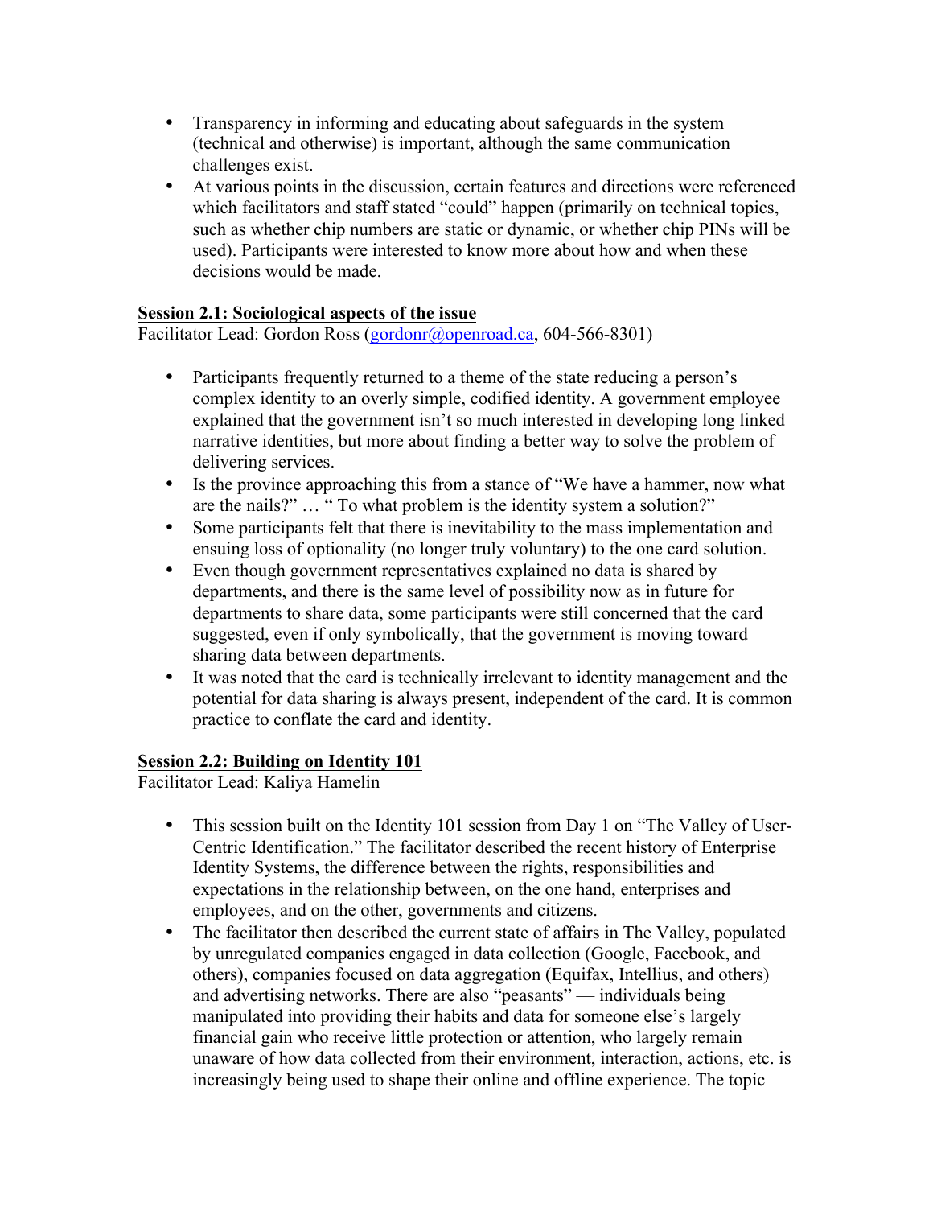- Transparency in informing and educating about safeguards in the system (technical and otherwise) is important, although the same communication challenges exist.
- At various points in the discussion, certain features and directions were referenced which facilitators and staff stated "could" happen (primarily on technical topics, such as whether chip numbers are static or dynamic, or whether chip PINs will be used). Participants were interested to know more about how and when these decisions would be made.

### Session 2.1: Sociological aspects of the issue

Facilitator Lead: Gordon Ross (gordonr@openroad.ca, 604-566-8301)

- Participants frequently returned to a theme of the state reducing a person's complex identity to an overly simple, codified identity. A government employee explained that the government isn't so much interested in developing long linked narrative identities, but more about finding a better way to solve the problem of delivering services.
- Is the province approaching this from a stance of "We have a hammer, now what are the nails?" … " To what problem is the identity system a solution?"
- Some participants felt that there is inevitability to the mass implementation and ensuing loss of optionality (no longer truly voluntary) to the one card solution.
- Even though government representatives explained no data is shared by departments, and there is the same level of possibility now as in future for departments to share data, some participants were still concerned that the card suggested, even if only symbolically, that the government is moving toward sharing data between departments.
- It was noted that the card is technically irrelevant to identity management and the potential for data sharing is always present, independent of the card. It is common practice to conflate the card and identity.

### Session 2.2: Building on Identity 101

Facilitator Lead: Kaliya Hamelin

- This session built on the Identity 101 session from Day 1 on "The Valley of User-Centric Identification." The facilitator described the recent history of Enterprise Identity Systems, the difference between the rights, responsibilities and expectations in the relationship between, on the one hand, enterprises and employees, and on the other, governments and citizens.
- The facilitator then described the current state of affairs in The Valley, populated by unregulated companies engaged in data collection (Google, Facebook, and others), companies focused on data aggregation (Equifax, Intellius, and others) and advertising networks. There are also "peasants" — individuals being manipulated into providing their habits and data for someone else's largely financial gain who receive little protection or attention, who largely remain unaware of how data collected from their environment, interaction, actions, etc. is increasingly being used to shape their online and offline experience. The topic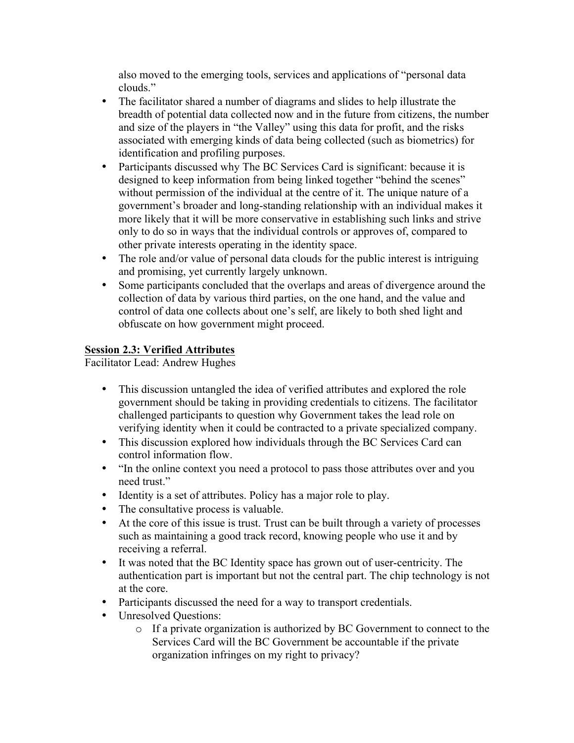also moved to the emerging tools, services and applications of "personal data clouds."

- The facilitator shared a number of diagrams and slides to help illustrate the breadth of potential data collected now and in the future from citizens, the number and size of the players in "the Valley" using this data for profit, and the risks associated with emerging kinds of data being collected (such as biometrics) for identification and profiling purposes.
- Participants discussed why The BC Services Card is significant: because it is designed to keep information from being linked together "behind the scenes" without permission of the individual at the centre of it. The unique nature of a government's broader and long-standing relationship with an individual makes it more likely that it will be more conservative in establishing such links and strive only to do so in ways that the individual controls or approves of, compared to other private interests operating in the identity space.
- The role and/or value of personal data clouds for the public interest is intriguing and promising, yet currently largely unknown.
- Some participants concluded that the overlaps and areas of divergence around the collection of data by various third parties, on the one hand, and the value and control of data one collects about one's self, are likely to both shed light and obfuscate on how government might proceed.

**Session 2.3: Verified Attributes**

Facilitator Lead: Andrew Hughes

- This discussion untangled the idea of verified attributes and explored the role government should be taking in providing credentials to citizens. The facilitator challenged participants to question why Government takes the lead role on verifying identity when it could be contracted to a private specialized company.
- This discussion explored how individuals through the BC Services Card can control information flow.
- "In the online context you need a protocol to pass those attributes over and you need trust."
- Identity is a set of attributes. Policy has a major role to play.
- The consultative process is valuable.
- At the core of this issue is trust. Trust can be built through a variety of processes such as maintaining a good track record, knowing people who use it and by receiving a referral.
- It was noted that the BC Identity space has grown out of user-centricity. The authentication part is important but not the central part. The chip technology is not at the core.
- Participants discussed the need for a way to transport credentials.
- Unresolved Questions:
  - If a private organization is authorized by BC Government to connect to the Services Card will the BC Government be accountable if the private organization infringes on my right to privacy?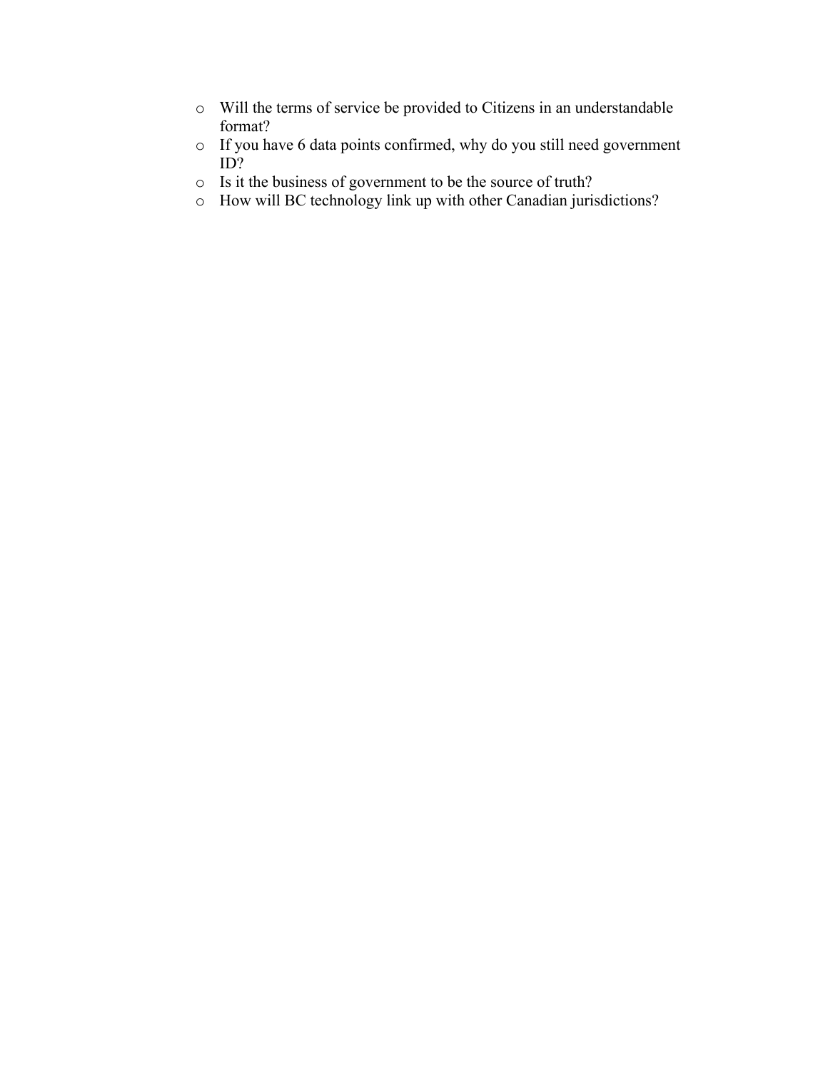- Will the terms of service be provided to Citizens in an understandable format?
- If you have 6 data points confirmed, why do you still need government ID?
- Is it the business of government to be the source of truth?
- How will BC technology link up with other Canadian jurisdictions?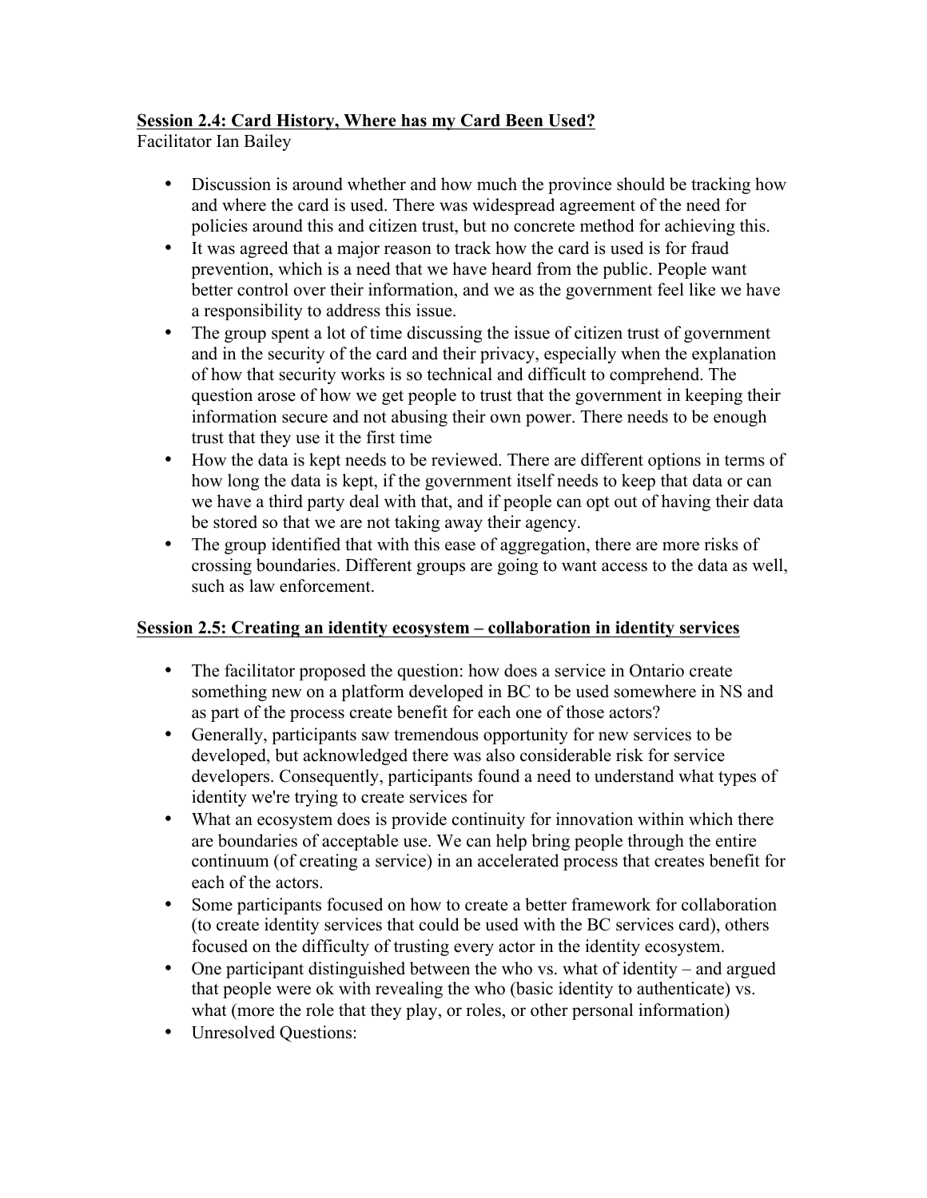**Session 2.4: Card History, Where has my Card Been Used?**

Facilitator Ian Bailey

- Discussion is around whether and how much the province should be tracking how and where the card is used. There was widespread agreement of the need for policies around this and citizen trust, but no concrete method for achieving this.
- It was agreed that a major reason to track how the card is used is for fraud prevention, which is a need that we have heard from the public. People want better control over their information, and we as the government feel like we have a responsibility to address this issue.
- The group spent a lot of time discussing the issue of citizen trust of government and in the security of the card and their privacy, especially when the explanation of how that security works is so technical and difficult to comprehend. The question arose of how we get people to trust that the government in keeping their information secure and not abusing their own power. There needs to be enough trust that they use it the first time
- How the data is kept needs to be reviewed. There are different options in terms of how long the data is kept, if the government itself needs to keep that data or can we have a third party deal with that, and if people can opt out of having their data be stored so that we are not taking away their agency.
- The group identified that with this ease of aggregation, there are more risks of crossing boundaries. Different groups are going to want access to the data as well, such as law enforcement.

**Session 2.5: Creating an identity ecosystem – collaboration in identity services**

- The facilitator proposed the question: how does a service in Ontario create something new on a platform developed in BC to be used somewhere in NS and as part of the process create benefit for each one of those actors?
- Generally, participants saw tremendous opportunity for new services to be developed, but acknowledged there was also considerable risk for service developers. Consequently, participants found a need to understand what types of identity we're trying to create services for
- What an ecosystem does is provide continuity for innovation within which there are boundaries of acceptable use. We can help bring people through the entire continuum (of creating a service) in an accelerated process that creates benefit for each of the actors.
- Some participants focused on how to create a better framework for collaboration (to create identity services that could be used with the BC services card), others focused on the difficulty of trusting every actor in the identity ecosystem.
- One participant distinguished between the who vs. what of identity – and argued that people were ok with revealing the who (basic identity to authenticate) vs. what (more the role that they play, or roles, or other personal information)
- Unresolved Questions: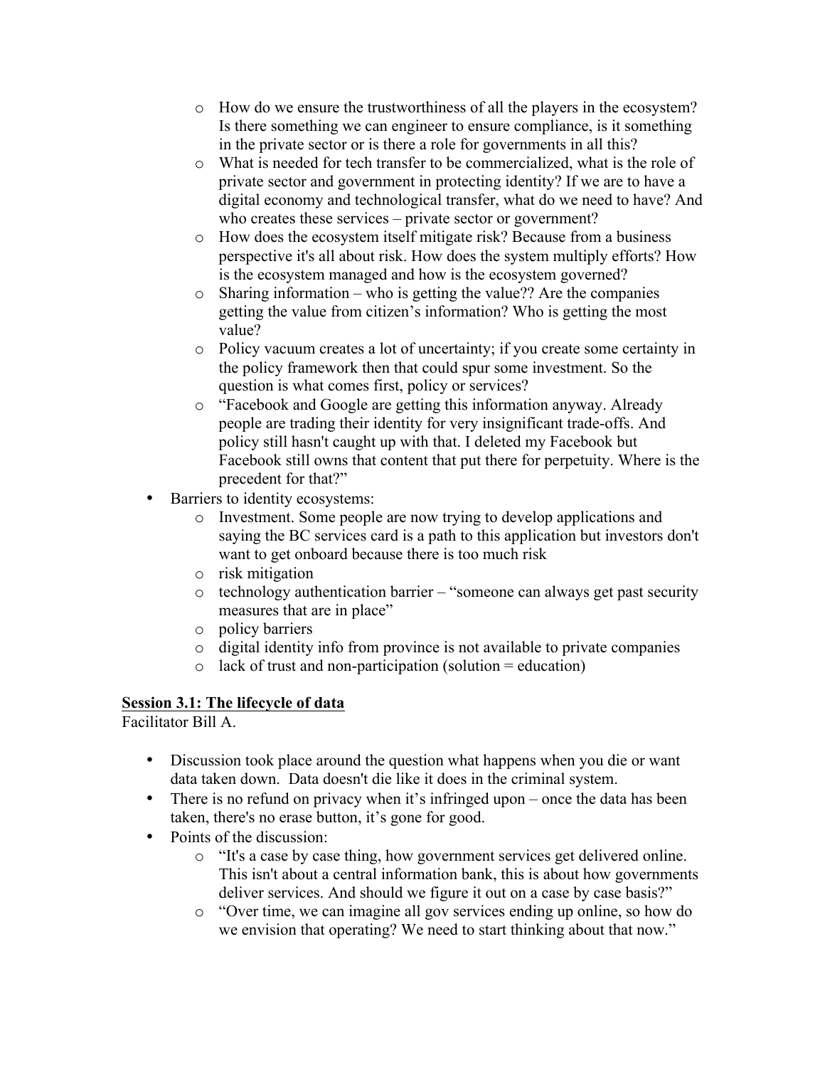- How do we ensure the trustworthiness of all the players in the ecosystem? Is there something we can engineer to ensure compliance, is it something in the private sector or is there a role for governments in all this?
  - What is needed for tech transfer to be commercialized, what is the role of private sector and government in protecting identity? If we are to have a digital economy and technological transfer, what do we need to have? And who creates these services – private sector or government?
  - How does the ecosystem itself mitigate risk? Because from a business perspective it's all about risk. How does the system multiply efforts? How is the ecosystem managed and how is the ecosystem governed?
  - Sharing information – who is getting the value?? Are the companies getting the value from citizen's information? Who is getting the most value?
  - Policy vacuum creates a lot of uncertainty; if you create some certainty in the policy framework then that could spur some investment. So the question is what comes first, policy or services?
  - "Facebook and Google are getting this information anyway. Already people are trading their identity for very insignificant trade-offs. And policy still hasn't caught up with that. I deleted my Facebook but Facebook still owns that content that put there for perpetuity. Where is the precedent for that?"
- Barriers to identity ecosystems:
  - Investment. Some people are now trying to develop applications and saying the BC services card is a path to this application but investors don't want to get onboard because there is too much risk
  - risk mitigation
  - technology authentication barrier – "someone can always get past security measures that are in place"
  - policy barriers
  - digital identity info from province is not available to private companies
  - lack of trust and non-participation (solution = education)

**Session 3.1: The lifecycle of data**

Facilitator Bill A.

- Discussion took place around the question what happens when you die or want data taken down. Data doesn't die like it does in the criminal system.
- There is no refund on privacy when it's infringed upon – once the data has been taken, there's no erase button, it's gone for good.
- Points of the discussion:
  - "It's a case by case thing, how government services get delivered online. This isn't about a central information bank, this is about how governments deliver services. And should we figure it out on a case by case basis?"
  - "Over time, we can imagine all gov services ending up online, so how do we envision that operating? We need to start thinking about that now."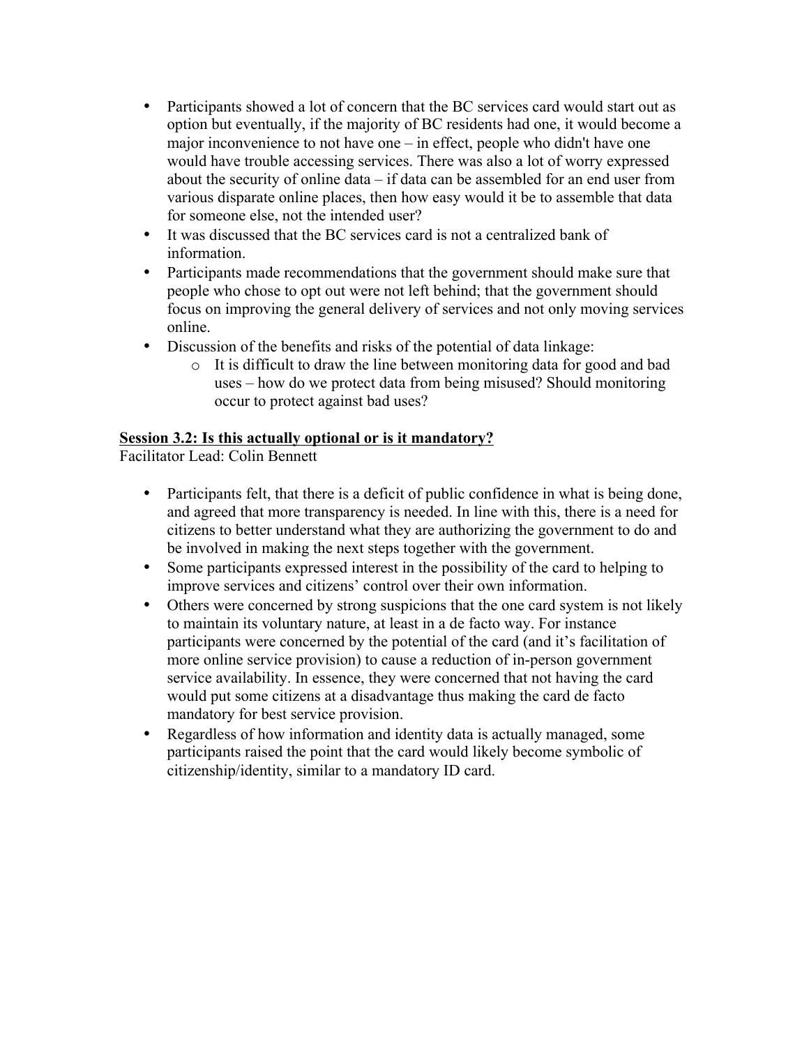- Participants showed a lot of concern that the BC services card would start out as option but eventually, if the majority of BC residents had one, it would become a major inconvenience to not have one – in effect, people who didn't have one would have trouble accessing services. There was also a lot of worry expressed about the security of online data – if data can be assembled for an end user from various disparate online places, then how easy would it be to assemble that data for someone else, not the intended user?
- It was discussed that the BC services card is not a centralized bank of information.
- Participants made recommendations that the government should make sure that people who chose to opt out were not left behind; that the government should focus on improving the general delivery of services and not only moving services online.
- Discussion of the benefits and risks of the potential of data linkage:
    - It is difficult to draw the line between monitoring data for good and bad uses – how do we protect data from being misused? Should monitoring occur to protect against bad uses?

**Session 3.2: Is this actually optional or is it mandatory?**

Facilitator Lead: Colin Bennett

- Participants felt, that there is a deficit of public confidence in what is being done, and agreed that more transparency is needed. In line with this, there is a need for citizens to better understand what they are authorizing the government to do and be involved in making the next steps together with the government.
- Some participants expressed interest in the possibility of the card to helping to improve services and citizens' control over their own information.
- Others were concerned by strong suspicions that the one card system is not likely to maintain its voluntary nature, at least in a de facto way. For instance participants were concerned by the potential of the card (and it's facilitation of more online service provision) to cause a reduction of in-person government service availability. In essence, they were concerned that not having the card would put some citizens at a disadvantage thus making the card de facto mandatory for best service provision.
- Regardless of how information and identity data is actually managed, some participants raised the point that the card would likely become symbolic of citizenship/identity, similar to a mandatory ID card.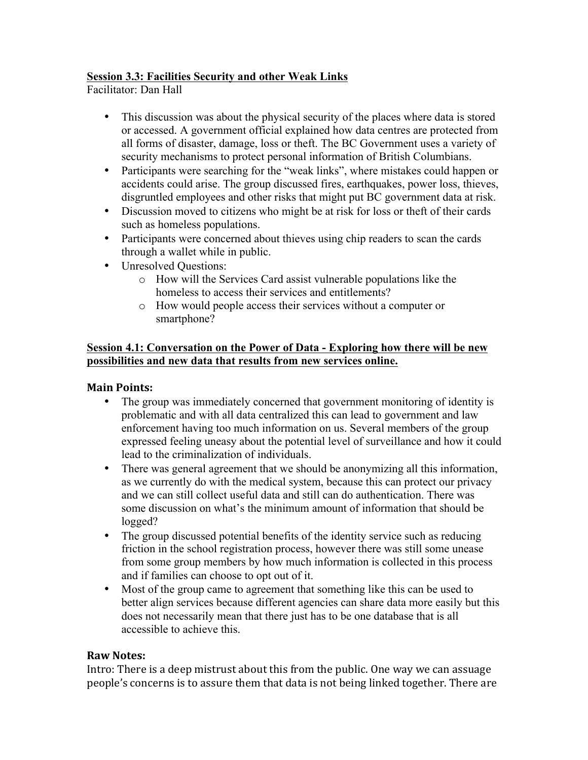**Session 3.3: Facilities Security and other Weak Links**

Facilitator: Dan Hall

- This discussion was about the physical security of the places where data is stored or accessed. A government official explained how data centres are protected from all forms of disaster, damage, loss or theft. The BC Government uses a variety of security mechanisms to protect personal information of British Columbians.
- Participants were searching for the "weak links", where mistakes could happen or accidents could arise. The group discussed fires, earthquakes, power loss, thieves, disgruntled employees and other risks that might put BC government data at risk.
- Discussion moved to citizens who might be at risk for loss or theft of their cards such as homeless populations.
- Participants were concerned about thieves using chip readers to scan the cards through a wallet while in public.
- Unresolved Questions:
    - How will the Services Card assist vulnerable populations like the homeless to access their services and entitlements?
    - How would people access their services without a computer or smartphone?

**Session 4.1: Conversation on the Power of Data - Exploring how there will be new possibilities and new data that results from new services online.**

**Main Points:**

- The group was immediately concerned that government monitoring of identity is problematic and with all data centralized this can lead to government and law enforcement having too much information on us. Several members of the group expressed feeling uneasy about the potential level of surveillance and how it could lead to the criminalization of individuals.
- There was general agreement that we should be anonymizing all this information, as we currently do with the medical system, because this can protect our privacy and we can still collect useful data and still can do authentication. There was some discussion on what's the minimum amount of information that should be logged?
- The group discussed potential benefits of the identity service such as reducing friction in the school registration process, however there was still some unease from some group members by how much information is collected in this process and if families can choose to opt out of it.
- Most of the group came to agreement that something like this can be used to better align services because different agencies can share data more easily but this does not necessarily mean that there just has to be one database that is all accessible to achieve this.

**Raw Notes:**

Intro: There is a deep mistrust about this from the public. One way we can assuage people's concerns is to assure them that data is not being linked together. There are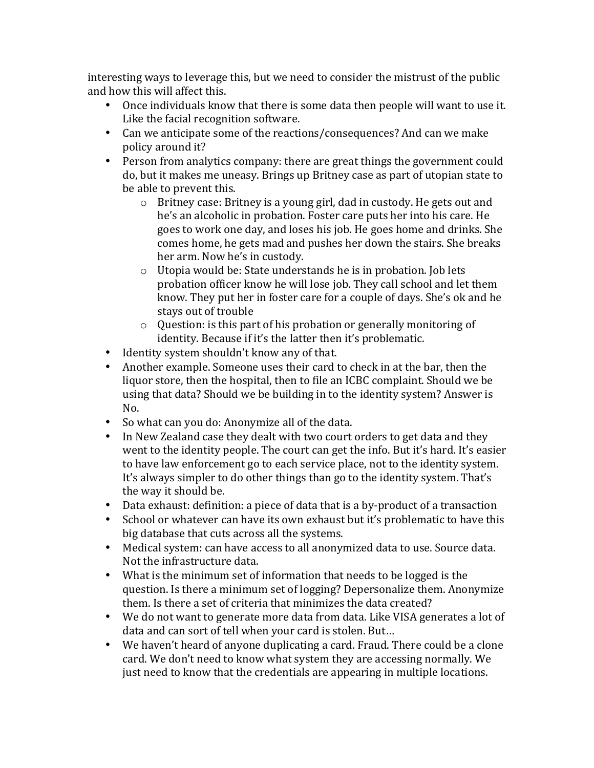interesting ways to leverage this, but we need to consider the mistrust of the public and how this will affect this.

- Once individuals know that there is some data then people will want to use it. Like the facial recognition software.
- Can we anticipate some of the reactions/consequences? And can we make policy around it?
- Person from analytics company: there are great things the government could do, but it makes me uneasy. Brings up Britney case as part of utopian state to be able to prevent this.
    - Britney case: Britney is a young girl, dad in custody. He gets out and he's an alcoholic in probation. Foster care puts her into his care. He goes to work one day, and loses his job. He goes home and drinks. She comes home, he gets mad and pushes her down the stairs. She breaks her arm. Now he's in custody.
    - Utopia would be: State understands he is in probation. Job lets probation officer know he will lose job. They call school and let them know. They put her in foster care for a couple of days. She's ok and he stays out of trouble
    - Question: is this part of his probation or generally monitoring of identity. Because if it's the latter then it's problematic.
- Identity system shouldn't know any of that.
- Another example. Someone uses their card to check in at the bar, then the liquor store, then the hospital, then to file an ICBC complaint. Should we be using that data? Should we be building in to the identity system? Answer is No.
- So what can you do: Anonymize all of the data.
- In New Zealand case they dealt with two court orders to get data and they went to the identity people. The court can get the info. But it's hard. It's easier to have law enforcement go to each service place, not to the identity system. It's always simpler to do other things than go to the identity system. That's the way it should be.
- Data exhaust: definition: a piece of data that is a by-product of a transaction
- School or whatever can have its own exhaust but it's problematic to have this big database that cuts across all the systems.
- Medical system: can have access to all anonymized data to use. Source data. Not the infrastructure data.
- What is the minimum set of information that needs to be logged is the question. Is there a minimum set of logging? Depersonalize them. Anonymize them. Is there a set of criteria that minimizes the data created?
- We do not want to generate more data from data. Like VISA generates a lot of data and can sort of tell when your card is stolen. But…
- We haven't heard of anyone duplicating a card. Fraud. There could be a clone card. We don't need to know what system they are accessing normally. We just need to know that the credentials are appearing in multiple locations.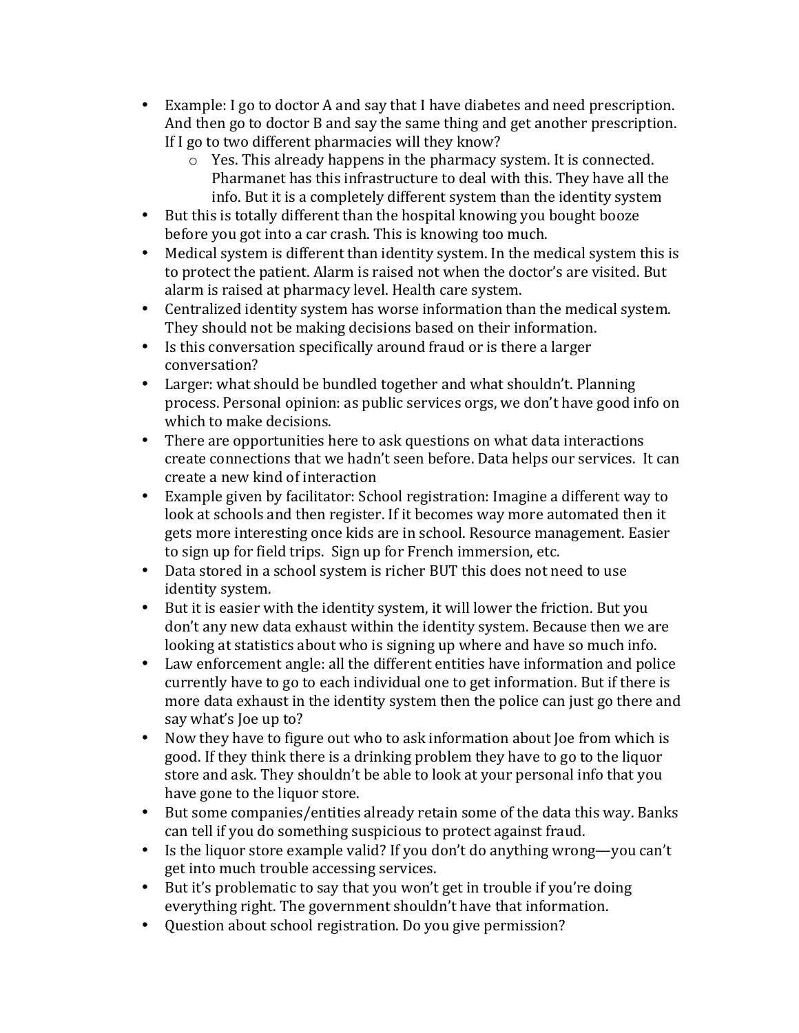- Example: I go to doctor A and say that I have diabetes and need prescription. And then go to doctor B and say the same thing and get another prescription. If I go to two different pharmacies will they know?
    - Yes. This already happens in the pharmacy system. It is connected. Pharmanet has this infrastructure to deal with this. They have all the info. But it is a completely different system than the identity system
- But this is totally different than the hospital knowing you bought booze before you got into a car crash. This is knowing too much.
- Medical system is different than identity system. In the medical system this is to protect the patient. Alarm is raised not when the doctor's are visited. But alarm is raised at pharmacy level. Health care system.
- Centralized identity system has worse information than the medical system. They should not be making decisions based on their information.
- Is this conversation specifically around fraud or is there a larger conversation?
- Larger: what should be bundled together and what shouldn't. Planning process. Personal opinion: as public services orgs, we don't have good info on which to make decisions.
- There are opportunities here to ask questions on what data interactions create connections that we hadn't seen before. Data helps our services. It can create a new kind of interaction
- Example given by facilitator: School registration: Imagine a different way to look at schools and then register. If it becomes way more automated then it gets more interesting once kids are in school. Resource management. Easier to sign up for field trips. Sign up for French immersion, etc.
- Data stored in a school system is richer BUT this does not need to use identity system.
- But it is easier with the identity system, it will lower the friction. But you don't any new data exhaust within the identity system. Because then we are looking at statistics about who is signing up where and have so much info.
- Law enforcement angle: all the different entities have information and police currently have to go to each individual one to get information. But if there is more data exhaust in the identity system then the police can just go there and say what's Joe up to?
- Now they have to figure out who to ask information about Joe from which is good. If they think there is a drinking problem they have to go to the liquor store and ask. They shouldn't be able to look at your personal info that you have gone to the liquor store.
- But some companies/entities already retain some of the data this way. Banks can tell if you do something suspicious to protect against fraud.
- Is the liquor store example valid? If you don't do anything wrong—you can't get into much trouble accessing services.
- But it's problematic to say that you won't get in trouble if you're doing everything right. The government shouldn't have that information.
- Question about school registration. Do you give permission?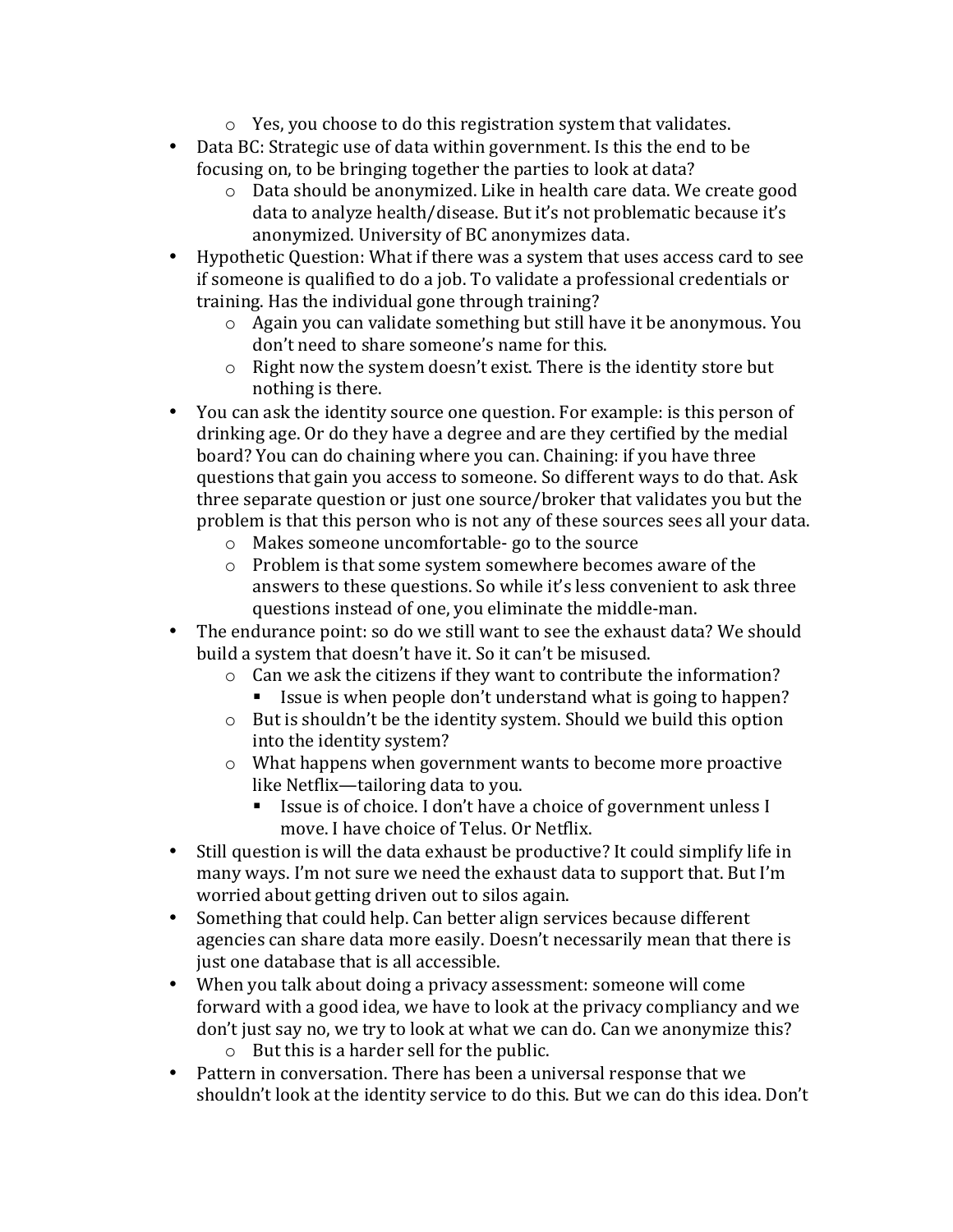- Yes, you choose to do this registration system that validates.
- Data BC: Strategic use of data within government. Is this the end to be focusing on, to be bringing together the parties to look at data?
    - Data should be anonymized. Like in health care data. We create good data to analyze health/disease. But it's not problematic because it's anonymized. University of BC anonymizes data.
- Hypothetic Question: What if there was a system that uses access card to see if someone is qualified to do a job. To validate a professional credentials or training. Has the individual gone through training?
    - Again you can validate something but still have it be anonymous. You don't need to share someone's name for this.
    - Right now the system doesn't exist. There is the identity store but nothing is there.
- You can ask the identity source one question. For example: is this person of drinking age. Or do they have a degree and are they certified by the medial board? You can do chaining where you can. Chaining: if you have three questions that gain you access to someone. So different ways to do that. Ask three separate question or just one source/broker that validates you but the problem is that this person who is not any of these sources sees all your data.
    - Makes someone uncomfortable- go to the source
    - Problem is that some system somewhere becomes aware of the answers to these questions. So while it's less convenient to ask three questions instead of one, you eliminate the middle-man.
- The endurance point: so do we still want to see the exhaust data? We should build a system that doesn't have it. So it can't be misused.
    - Can we ask the citizens if they want to contribute the information?
        - Issue is when people don't understand what is going to happen?
    - But is shouldn't be the identity system. Should we build this option into the identity system?
    - What happens when government wants to become more proactive like Netflix—tailoring data to you.
        - Issue is of choice. I don't have a choice of government unless I move. I have choice of Telus. Or Netflix.
- Still question is will the data exhaust be productive? It could simplify life in many ways. I'm not sure we need the exhaust data to support that. But I'm worried about getting driven out to silos again.
- Something that could help. Can better align services because different agencies can share data more easily. Doesn't necessarily mean that there is just one database that is all accessible.
- When you talk about doing a privacy assessment: someone will come forward with a good idea, we have to look at the privacy compliancy and we don't just say no, we try to look at what we can do. Can we anonymize this?
    - But this is a harder sell for the public.
- Pattern in conversation. There has been a universal response that we shouldn't look at the identity service to do this. But we can do this idea. Don't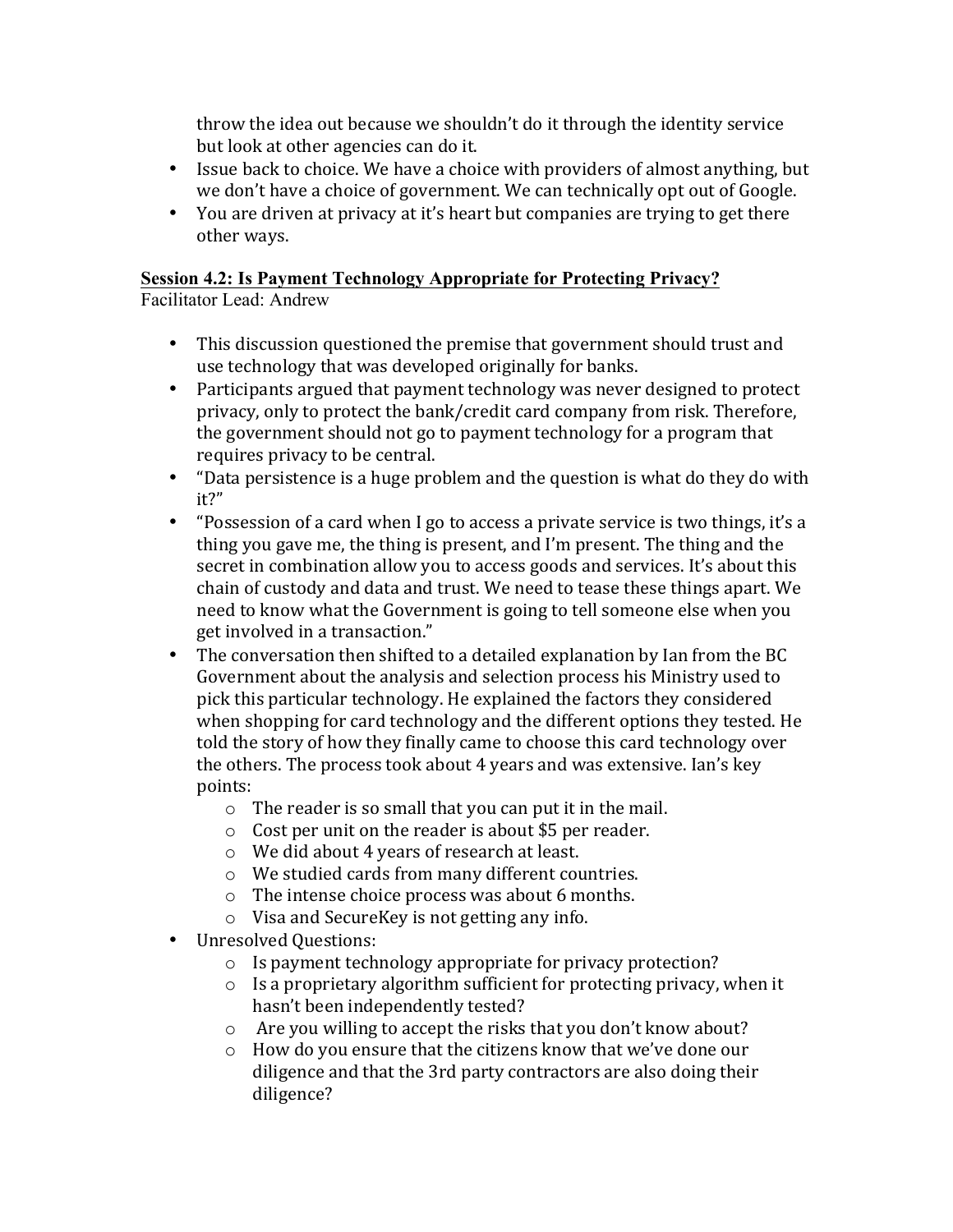throw the idea out because we shouldn't do it through the identity service but look at other agencies can do it.

- Issue back to choice. We have a choice with providers of almost anything, but we don't have a choice of government. We can technically opt out of Google.
- You are driven at privacy at it's heart but companies are trying to get there other ways.

**Session 4.2: Is Payment Technology Appropriate for Protecting Privacy?**

Facilitator Lead: Andrew

- This discussion questioned the premise that government should trust and use technology that was developed originally for banks.
- Participants argued that payment technology was never designed to protect privacy, only to protect the bank/credit card company from risk. Therefore, the government should not go to payment technology for a program that requires privacy to be central.
- "Data persistence is a huge problem and the question is what do they do with it?"
- "Possession of a card when I go to access a private service is two things, it's a thing you gave me, the thing is present, and I'm present. The thing and the secret in combination allow you to access goods and services. It's about this chain of custody and data and trust. We need to tease these things apart. We need to know what the Government is going to tell someone else when you get involved in a transaction."
- The conversation then shifted to a detailed explanation by Ian from the BC Government about the analysis and selection process his Ministry used to pick this particular technology. He explained the factors they considered when shopping for card technology and the different options they tested. He told the story of how they finally came to choose this card technology over the others. The process took about 4 years and was extensive. Ian's key points:
  - The reader is so small that you can put it in the mail.
  - Cost per unit on the reader is about $5 per reader.
  - We did about 4 years of research at least.
  - We studied cards from many different countries.
  - The intense choice process was about 6 months.
  - Visa and SecureKey is not getting any info.
- Unresolved Questions:
  - Is payment technology appropriate for privacy protection?
  - Is a proprietary algorithm sufficient for protecting privacy, when it hasn't been independently tested?
  - Are you willing to accept the risks that you don't know about?
  - How do you ensure that the citizens know that we've done our diligence and that the 3rd party contractors are also doing their diligence?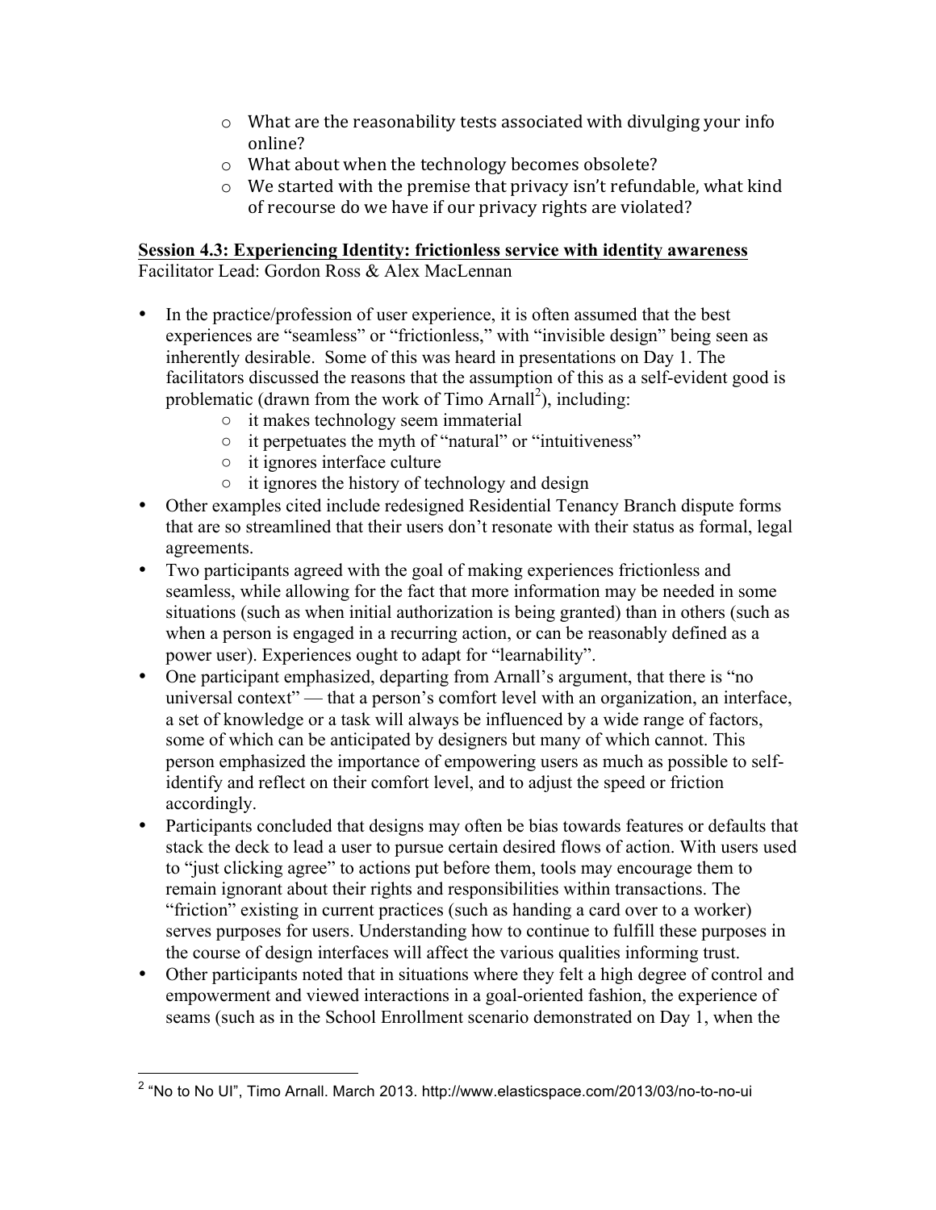- What are the reasonability tests associated with divulging your info online?
- What about when the technology becomes obsolete?
- We started with the premise that privacy isn't refundable, what kind of recourse do we have if our privacy rights are violated?

**Session 4.3: Experiencing Identity: frictionless service with identity awareness**

Facilitator Lead: Gordon Ross & Alex MacLennan

- In the practice/profession of user experience, it is often assumed that the best experiences are "seamless" or "frictionless," with "invisible design" being seen as inherently desirable. Some of this was heard in presentations on Day 1. The facilitators discussed the reasons that the assumption of this as a self-evident good is problematic (drawn from the work of Timo Arnall[2]), including:
    - it makes technology seem immaterial
    - it perpetuates the myth of "natural" or "intuitiveness"
    - it ignores interface culture
    - it ignores the history of technology and design
- Other examples cited include redesigned Residential Tenancy Branch dispute forms that are so streamlined that their users don't resonate with their status as formal, legal agreements.
- Two participants agreed with the goal of making experiences frictionless and seamless, while allowing for the fact that more information may be needed in some situations (such as when initial authorization is being granted) than in others (such as when a person is engaged in a recurring action, or can be reasonably defined as a power user). Experiences ought to adapt for "learnability".
- One participant emphasized, departing from Arnall's argument, that there is "no universal context" — that a person's comfort level with an organization, an interface, a set of knowledge or a task will always be influenced by a wide range of factors, some of which can be anticipated by designers but many of which cannot. This person emphasized the importance of empowering users as much as possible to self-identify and reflect on their comfort level, and to adjust the speed or friction accordingly.
- Participants concluded that designs may often be bias towards features or defaults that stack the deck to lead a user to pursue certain desired flows of action. With users used to "just clicking agree" to actions put before them, tools may encourage them to remain ignorant about their rights and responsibilities within transactions. The "friction" existing in current practices (such as handing a card over to a worker) serves purposes for users. Understanding how to continue to fulfill these purposes in the course of design interfaces will affect the various qualities informing trust.
- Other participants noted that in situations where they felt a high degree of control and empowerment and viewed interactions in a goal-oriented fashion, the experience of seams (such as in the School Enrollment scenario demonstrated on Day 1, when the

---

[2] "No to No UI", Timo Arnall. March 2013. http://www.elasticspace.com/2013/03/no-to-no-ui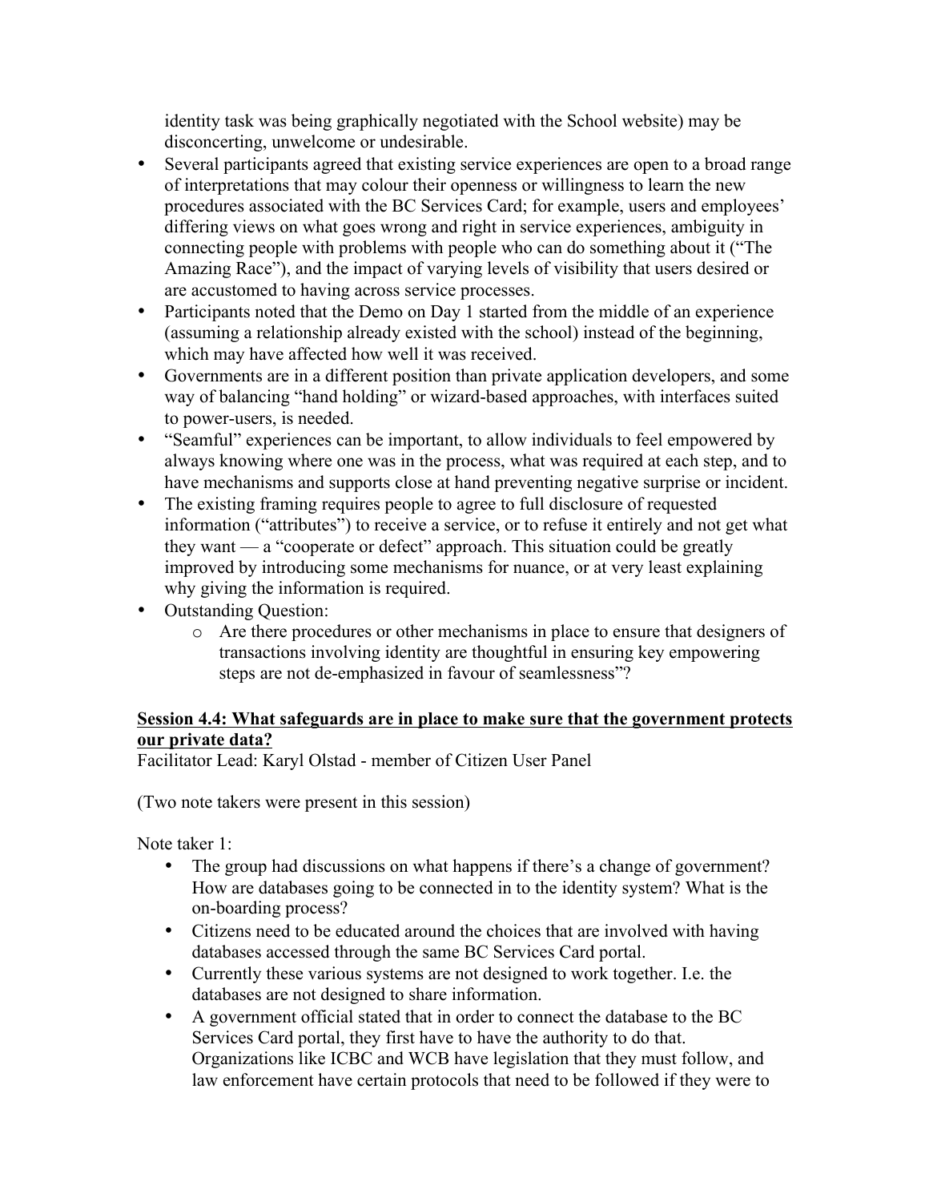identity task was being graphically negotiated with the School website) may be disconcerting, unwelcome or undesirable.

- Several participants agreed that existing service experiences are open to a broad range of interpretations that may colour their openness or willingness to learn the new procedures associated with the BC Services Card; for example, users and employees' differing views on what goes wrong and right in service experiences, ambiguity in connecting people with problems with people who can do something about it ("The Amazing Race"), and the impact of varying levels of visibility that users desired or are accustomed to having across service processes.
- Participants noted that the Demo on Day 1 started from the middle of an experience (assuming a relationship already existed with the school) instead of the beginning, which may have affected how well it was received.
- Governments are in a different position than private application developers, and some way of balancing "hand holding" or wizard-based approaches, with interfaces suited to power-users, is needed.
- "Seamful" experiences can be important, to allow individuals to feel empowered by always knowing where one was in the process, what was required at each step, and to have mechanisms and supports close at hand preventing negative surprise or incident.
- The existing framing requires people to agree to full disclosure of requested information ("attributes") to receive a service, or to refuse it entirely and not get what they want — a "cooperate or defect" approach. This situation could be greatly improved by introducing some mechanisms for nuance, or at very least explaining why giving the information is required.
- Outstanding Question:
    - Are there procedures or other mechanisms in place to ensure that designers of transactions involving identity are thoughtful in ensuring key empowering steps are not de-emphasized in favour of seamlessness"?

**Session 4.4: What safeguards are in place to make sure that the government protects our private data?**

Facilitator Lead: Karyl Olstad - member of Citizen User Panel

(Two note takers were present in this session)

Note taker 1:

- The group had discussions on what happens if there's a change of government? How are databases going to be connected in to the identity system? What is the on-boarding process?
- Citizens need to be educated around the choices that are involved with having databases accessed through the same BC Services Card portal.
- Currently these various systems are not designed to work together. I.e. the databases are not designed to share information.
- A government official stated that in order to connect the database to the BC Services Card portal, they first have to have the authority to do that. Organizations like ICBC and WCB have legislation that they must follow, and law enforcement have certain protocols that need to be followed if they were to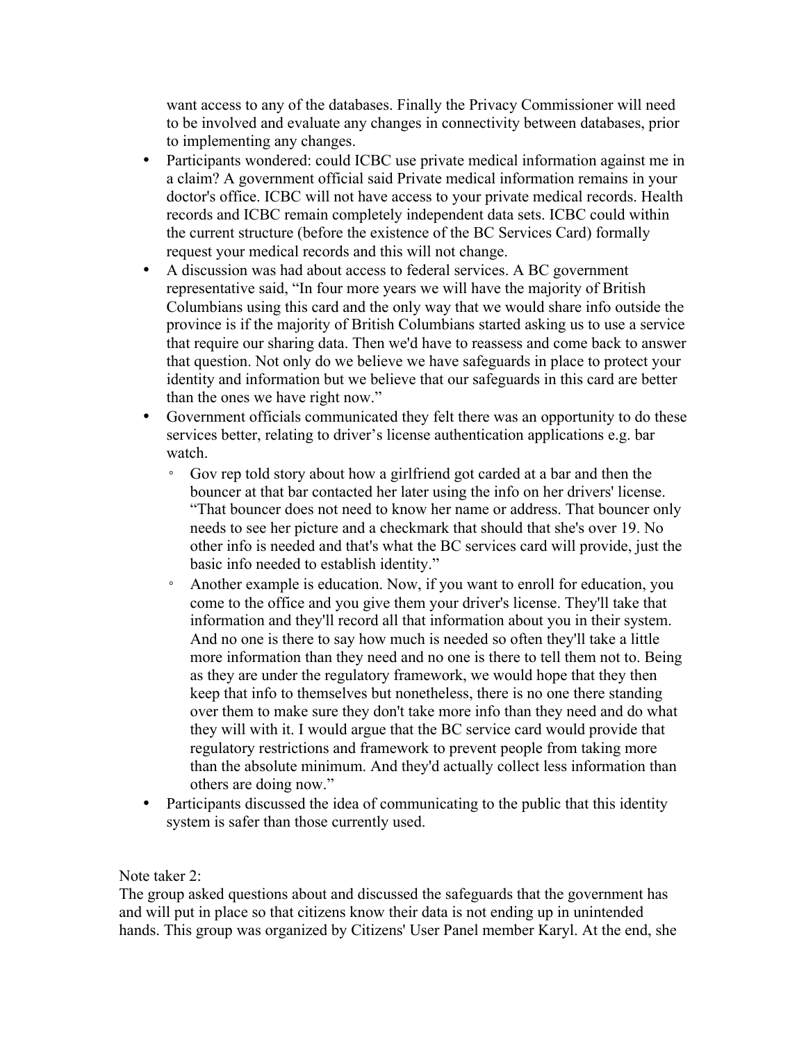want access to any of the databases. Finally the Privacy Commissioner will need to be involved and evaluate any changes in connectivity between databases, prior to implementing any changes.

- Participants wondered: could ICBC use private medical information against me in a claim? A government official said Private medical information remains in your doctor's office. ICBC will not have access to your private medical records. Health records and ICBC remain completely independent data sets. ICBC could within the current structure (before the existence of the BC Services Card) formally request your medical records and this will not change.
- A discussion was had about access to federal services. A BC government representative said, "In four more years we will have the majority of British Columbians using this card and the only way that we would share info outside the province is if the majority of British Columbians started asking us to use a service that require our sharing data. Then we'd have to reassess and come back to answer that question. Not only do we believe we have safeguards in place to protect your identity and information but we believe that our safeguards in this card are better than the ones we have right now."
- Government officials communicated they felt there was an opportunity to do these services better, relating to driver's license authentication applications e.g. bar watch.
    - Gov rep told story about how a girlfriend got carded at a bar and then the bouncer at that bar contacted her later using the info on her drivers' license. "That bouncer does not need to know her name or address. That bouncer only needs to see her picture and a checkmark that should that she's over 19. No other info is needed and that's what the BC services card will provide, just the basic info needed to establish identity."
    - Another example is education. Now, if you want to enroll for education, you come to the office and you give them your driver's license. They'll take that information and they'll record all that information about you in their system. And no one is there to say how much is needed so often they'll take a little more information than they need and no one is there to tell them not to. Being as they are under the regulatory framework, we would hope that they then keep that info to themselves but nonetheless, there is no one there standing over them to make sure they don't take more info than they need and do what they will with it. I would argue that the BC service card would provide that regulatory restrictions and framework to prevent people from taking more than the absolute minimum. And they'd actually collect less information than others are doing now."
- Participants discussed the idea of communicating to the public that this identity system is safer than those currently used.

Note taker 2:
The group asked questions about and discussed the safeguards that the government has and will put in place so that citizens know their data is not ending up in unintended hands. This group was organized by Citizens' User Panel member Karyl. At the end, she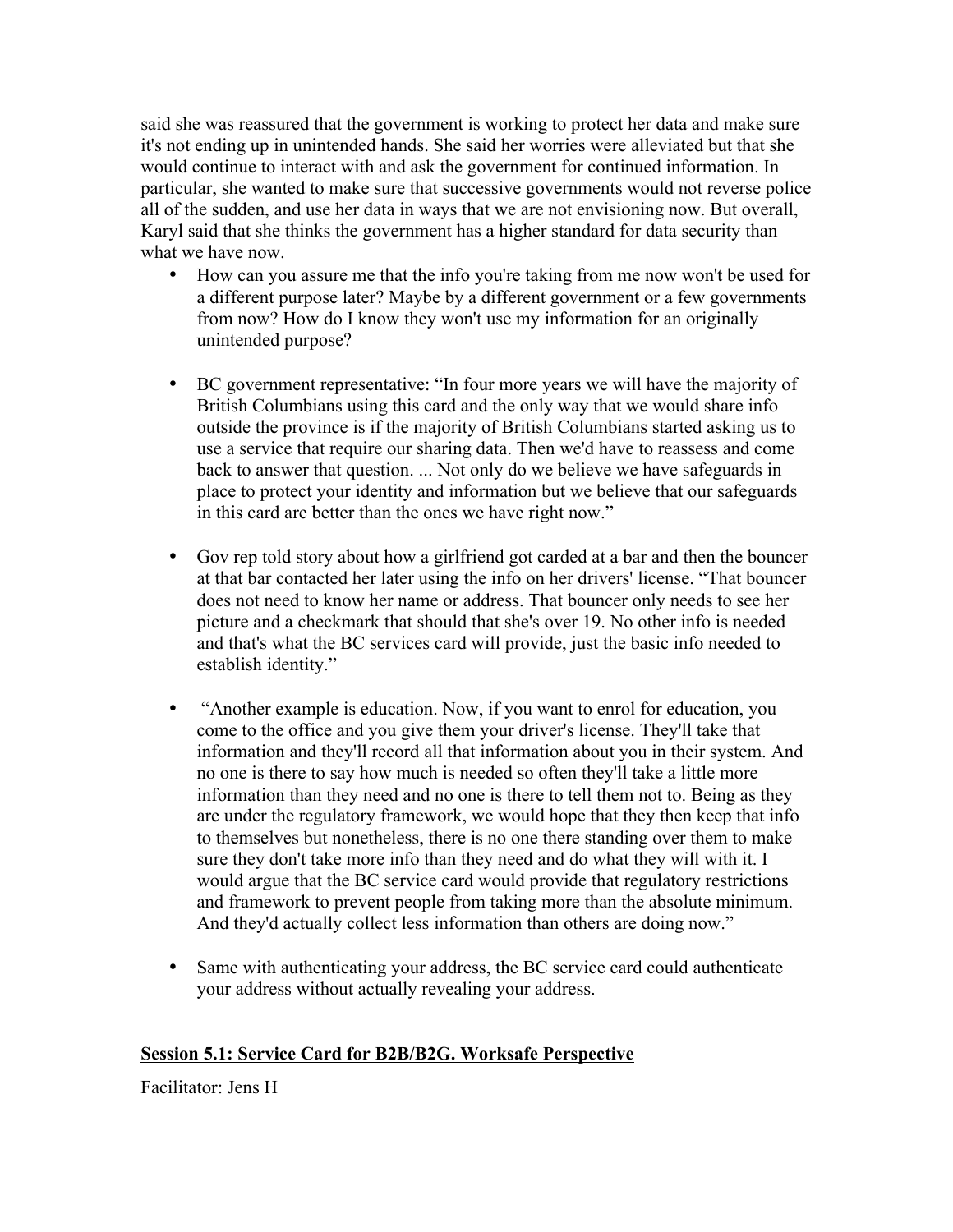said she was reassured that the government is working to protect her data and make sure it's not ending up in unintended hands. She said her worries were alleviated but that she would continue to interact with and ask the government for continued information. In particular, she wanted to make sure that successive governments would not reverse police all of the sudden, and use her data in ways that we are not envisioning now. But overall, Karyl said that she thinks the government has a higher standard for data security than what we have now.

- How can you assure me that the info you're taking from me now won't be used for a different purpose later? Maybe by a different government or a few governments from now? How do I know they won't use my information for an originally unintended purpose?

- BC government representative: "In four more years we will have the majority of British Columbians using this card and the only way that we would share info outside the province is if the majority of British Columbians started asking us to use a service that require our sharing data. Then we'd have to reassess and come back to answer that question. ... Not only do we believe we have safeguards in place to protect your identity and information but we believe that our safeguards in this card are better than the ones we have right now."

- Gov rep told story about how a girlfriend got carded at a bar and then the bouncer at that bar contacted her later using the info on her drivers' license. "That bouncer does not need to know her name or address. That bouncer only needs to see her picture and a checkmark that should that she's over 19. No other info is needed and that's what the BC services card will provide, just the basic info needed to establish identity."

- "Another example is education. Now, if you want to enrol for education, you come to the office and you give them your driver's license. They'll take that information and they'll record all that information about you in their system. And no one is there to say how much is needed so often they'll take a little more information than they need and no one is there to tell them not to. Being as they are under the regulatory framework, we would hope that they then keep that info to themselves but nonetheless, there is no one there standing over them to make sure they don't take more info than they need and do what they will with it. I would argue that the BC service card would provide that regulatory restrictions and framework to prevent people from taking more than the absolute minimum. And they'd actually collect less information than others are doing now."

- Same with authenticating your address, the BC service card could authenticate your address without actually revealing your address.

**Session 5.1: Service Card for B2B/B2G. Worksafe Perspective**

Facilitator: Jens H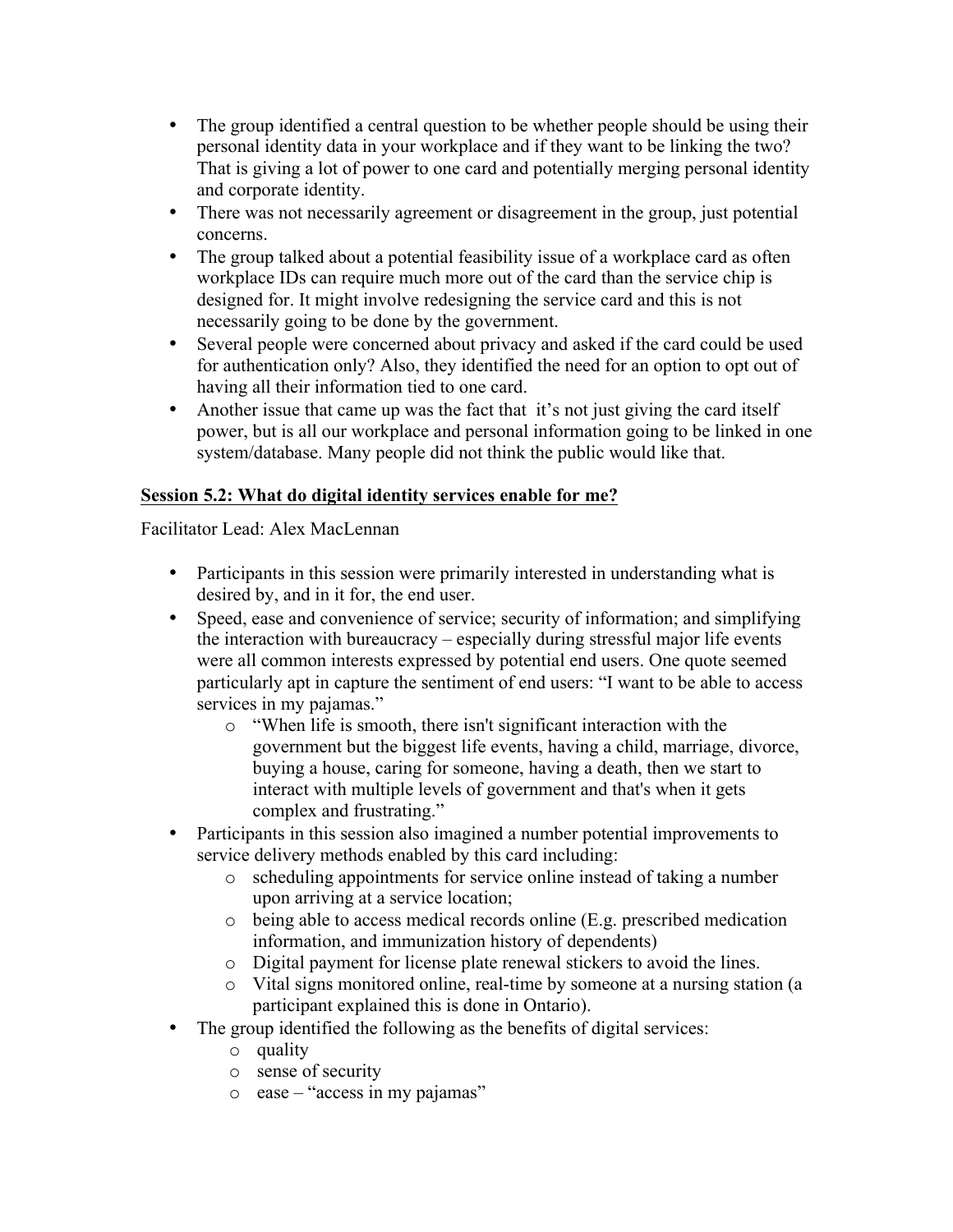- The group identified a central question to be whether people should be using their personal identity data in your workplace and if they want to be linking the two? That is giving a lot of power to one card and potentially merging personal identity and corporate identity.
- There was not necessarily agreement or disagreement in the group, just potential concerns.
- The group talked about a potential feasibility issue of a workplace card as often workplace IDs can require much more out of the card than the service chip is designed for. It might involve redesigning the service card and this is not necessarily going to be done by the government.
- Several people were concerned about privacy and asked if the card could be used for authentication only? Also, they identified the need for an option to opt out of having all their information tied to one card.
- Another issue that came up was the fact that it's not just giving the card itself power, but is all our workplace and personal information going to be linked in one system/database. Many people did not think the public would like that.

**Session 5.2: What do digital identity services enable for me?**

Facilitator Lead: Alex MacLennan

- Participants in this session were primarily interested in understanding what is desired by, and in it for, the end user.
- Speed, ease and convenience of service; security of information; and simplifying the interaction with bureaucracy – especially during stressful major life events were all common interests expressed by potential end users. One quote seemed particularly apt in capture the sentiment of end users: "I want to be able to access services in my pajamas."
    - "When life is smooth, there isn't significant interaction with the government but the biggest life events, having a child, marriage, divorce, buying a house, caring for someone, having a death, then we start to interact with multiple levels of government and that's when it gets complex and frustrating."
- Participants in this session also imagined a number potential improvements to service delivery methods enabled by this card including:
    - scheduling appointments for service online instead of taking a number upon arriving at a service location;
    - being able to access medical records online (E.g. prescribed medication information, and immunization history of dependents)
    - Digital payment for license plate renewal stickers to avoid the lines.
    - Vital signs monitored online, real-time by someone at a nursing station (a participant explained this is done in Ontario).
- The group identified the following as the benefits of digital services:
    - quality
    - sense of security
    - ease – "access in my pajamas"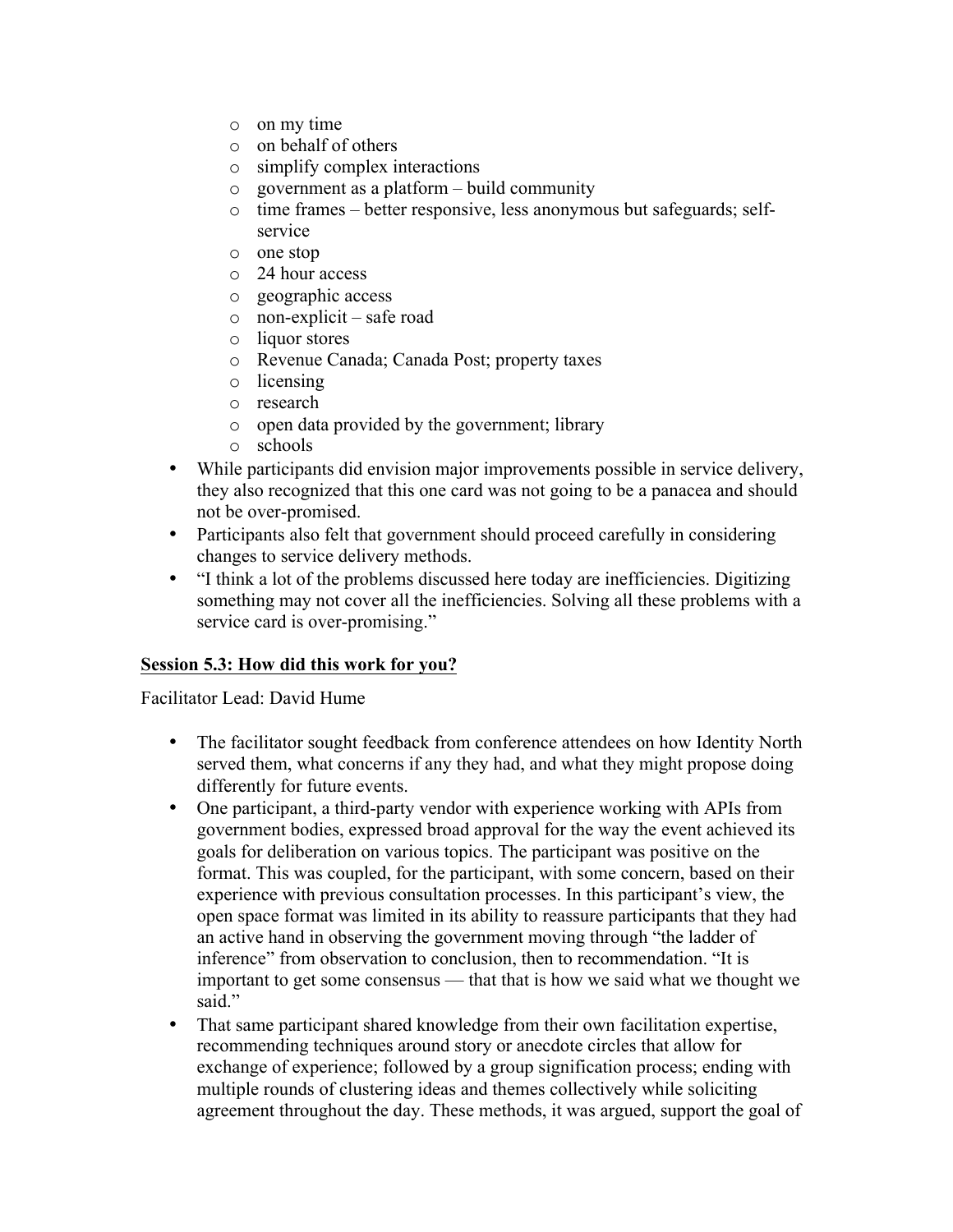- on my time
  - on behalf of others
  - simplify complex interactions
  - government as a platform – build community
  - time frames – better responsive, less anonymous but safeguards; self-service
  - one stop
  - 24 hour access
  - geographic access
  - non-explicit – safe road
  - liquor stores
  - Revenue Canada; Canada Post; property taxes
  - licensing
  - research
  - open data provided by the government; library
  - schools
- While participants did envision major improvements possible in service delivery, they also recognized that this one card was not going to be a panacea and should not be over-promised.
- Participants also felt that government should proceed carefully in considering changes to service delivery methods.
- "I think a lot of the problems discussed here today are inefficiencies. Digitizing something may not cover all the inefficiencies. Solving all these problems with a service card is over-promising."

**Session 5.3: How did this work for you?**

Facilitator Lead: David Hume

- The facilitator sought feedback from conference attendees on how Identity North served them, what concerns if any they had, and what they might propose doing differently for future events.
- One participant, a third-party vendor with experience working with APIs from government bodies, expressed broad approval for the way the event achieved its goals for deliberation on various topics. The participant was positive on the format. This was coupled, for the participant, with some concern, based on their experience with previous consultation processes. In this participant's view, the open space format was limited in its ability to reassure participants that they had an active hand in observing the government moving through "the ladder of inference" from observation to conclusion, then to recommendation. "It is important to get some consensus — that that is how we said what we thought we said."
- That same participant shared knowledge from their own facilitation expertise, recommending techniques around story or anecdote circles that allow for exchange of experience; followed by a group signification process; ending with multiple rounds of clustering ideas and themes collectively while soliciting agreement throughout the day. These methods, it was argued, support the goal of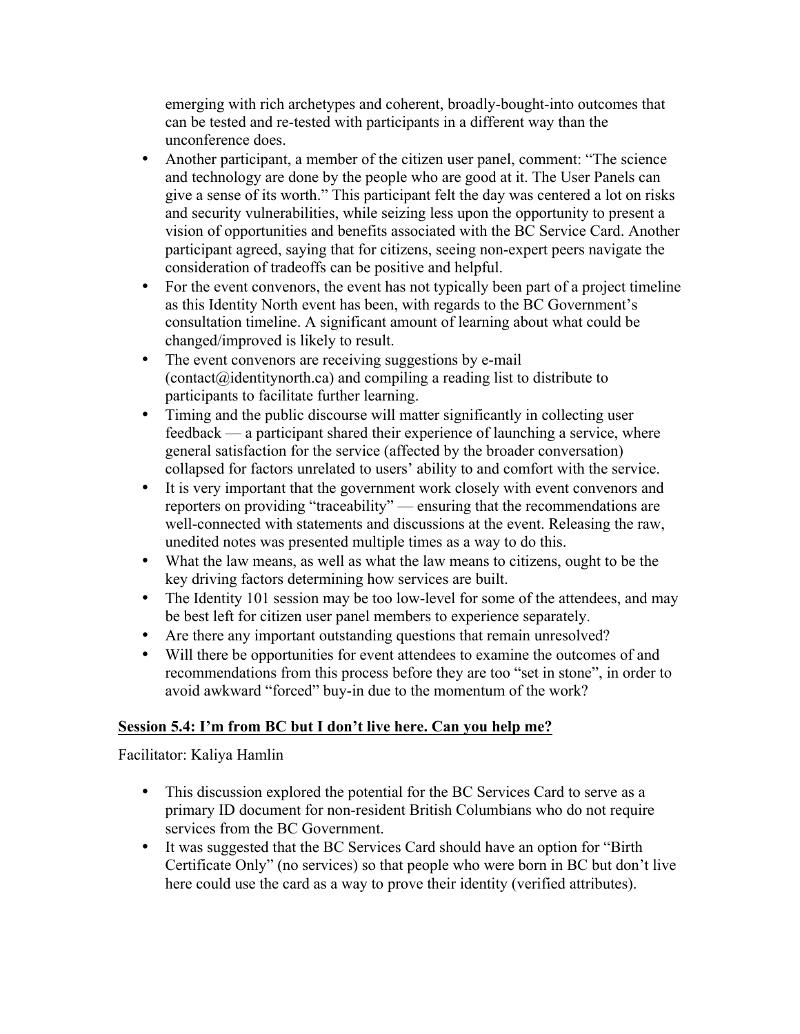emerging with rich archetypes and coherent, broadly-bought-into outcomes that can be tested and re-tested with participants in a different way than the unconference does.

- Another participant, a member of the citizen user panel, comment: "The science and technology are done by the people who are good at it. The User Panels can give a sense of its worth." This participant felt the day was centered a lot on risks and security vulnerabilities, while seizing less upon the opportunity to present a vision of opportunities and benefits associated with the BC Service Card. Another participant agreed, saying that for citizens, seeing non-expert peers navigate the consideration of tradeoffs can be positive and helpful.
- For the event convenors, the event has not typically been part of a project timeline as this Identity North event has been, with regards to the BC Government's consultation timeline. A significant amount of learning about what could be changed/improved is likely to result.
- The event convenors are receiving suggestions by e-mail (contact@identitynorth.ca) and compiling a reading list to distribute to participants to facilitate further learning.
- Timing and the public discourse will matter significantly in collecting user feedback — a participant shared their experience of launching a service, where general satisfaction for the service (affected by the broader conversation) collapsed for factors unrelated to users' ability to and comfort with the service.
- It is very important that the government work closely with event convenors and reporters on providing "traceability" — ensuring that the recommendations are well-connected with statements and discussions at the event. Releasing the raw, unedited notes was presented multiple times as a way to do this.
- What the law means, as well as what the law means to citizens, ought to be the key driving factors determining how services are built.
- The Identity 101 session may be too low-level for some of the attendees, and may be best left for citizen user panel members to experience separately.
- Are there any important outstanding questions that remain unresolved?
- Will there be opportunities for event attendees to examine the outcomes of and recommendations from this process before they are too "set in stone", in order to avoid awkward "forced" buy-in due to the momentum of the work?

## Session 5.4: I'm from BC but I don't live here. Can you help me?

Facilitator: Kaliya Hamlin

- This discussion explored the potential for the BC Services Card to serve as a primary ID document for non-resident British Columbians who do not require services from the BC Government.
- It was suggested that the BC Services Card should have an option for "Birth Certificate Only" (no services) so that people who were born in BC but don't live here could use the card as a way to prove their identity (verified attributes).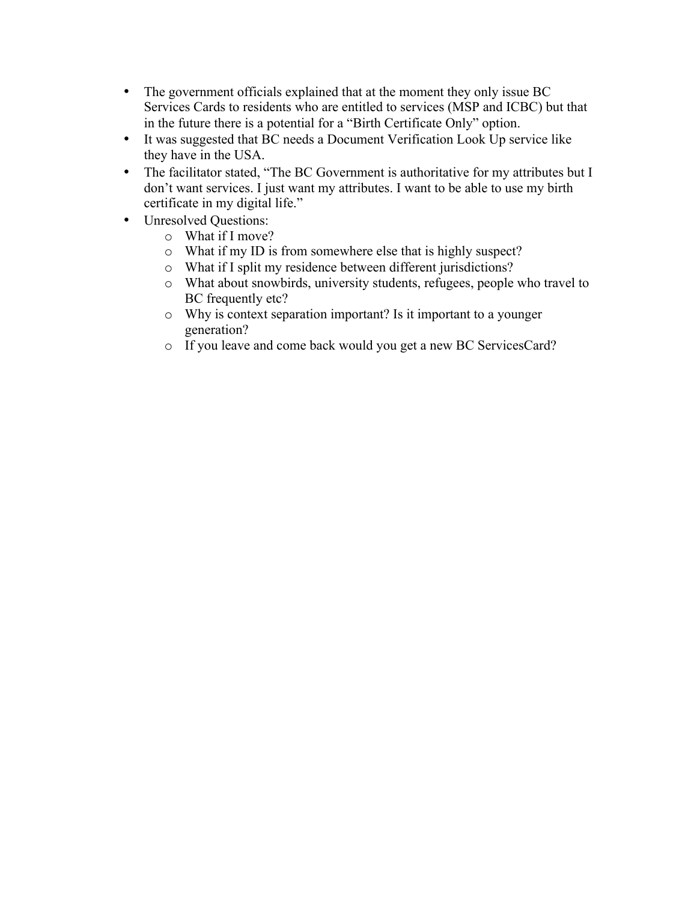- The government officials explained that at the moment they only issue BC Services Cards to residents who are entitled to services (MSP and ICBC) but that in the future there is a potential for a "Birth Certificate Only" option.
- It was suggested that BC needs a Document Verification Look Up service like they have in the USA.
- The facilitator stated, "The BC Government is authoritative for my attributes but I don't want services. I just want my attributes. I want to be able to use my birth certificate in my digital life."
- Unresolved Questions:
  - What if I move?
  - What if my ID is from somewhere else that is highly suspect?
  - What if I split my residence between different jurisdictions?
  - What about snowbirds, university students, refugees, people who travel to BC frequently etc?
  - Why is context separation important? Is it important to a younger generation?
  - If you leave and come back would you get a new BC ServicesCard?